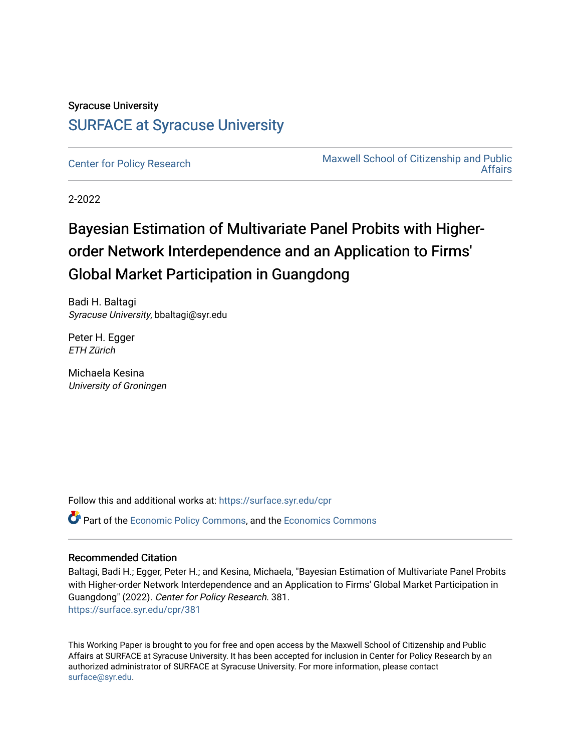Syracuse University

## SURFACE at Syracuse University

Center for Policy Research

Maxwell School of Citizenship and Public Affairs

2-2022

# Bayesian Estimation of Multivariate Panel Probits with Higher-order Network Interdependence and an Application to Firms' Global Market Participation in Guangdong

Badi H. Baltagi
*Syracuse University*, bbaltagi@syr.edu

Peter H. Egger
*ETH Zürich*

Michaela Kesina
*University of Groningen*

Follow this and additional works at: https://surface.syr.edu/cpr

Part of the Economic Policy Commons, and the Economics Commons

### Recommended Citation

Baltagi, Badi H.; Egger, Peter H.; and Kesina, Michaela, "Bayesian Estimation of Multivariate Panel Probits with Higher-order Network Interdependence and an Application to Firms' Global Market Participation in Guangdong" (2022). *Center for Policy Research*. 381.
https://surface.syr.edu/cpr/381

This Working Paper is brought to you for free and open access by the Maxwell School of Citizenship and Public Affairs at SURFACE at Syracuse University. It has been accepted for inclusion in Center for Policy Research by an authorized administrator of SURFACE at Syracuse University. For more information, please contact surface@syr.edu.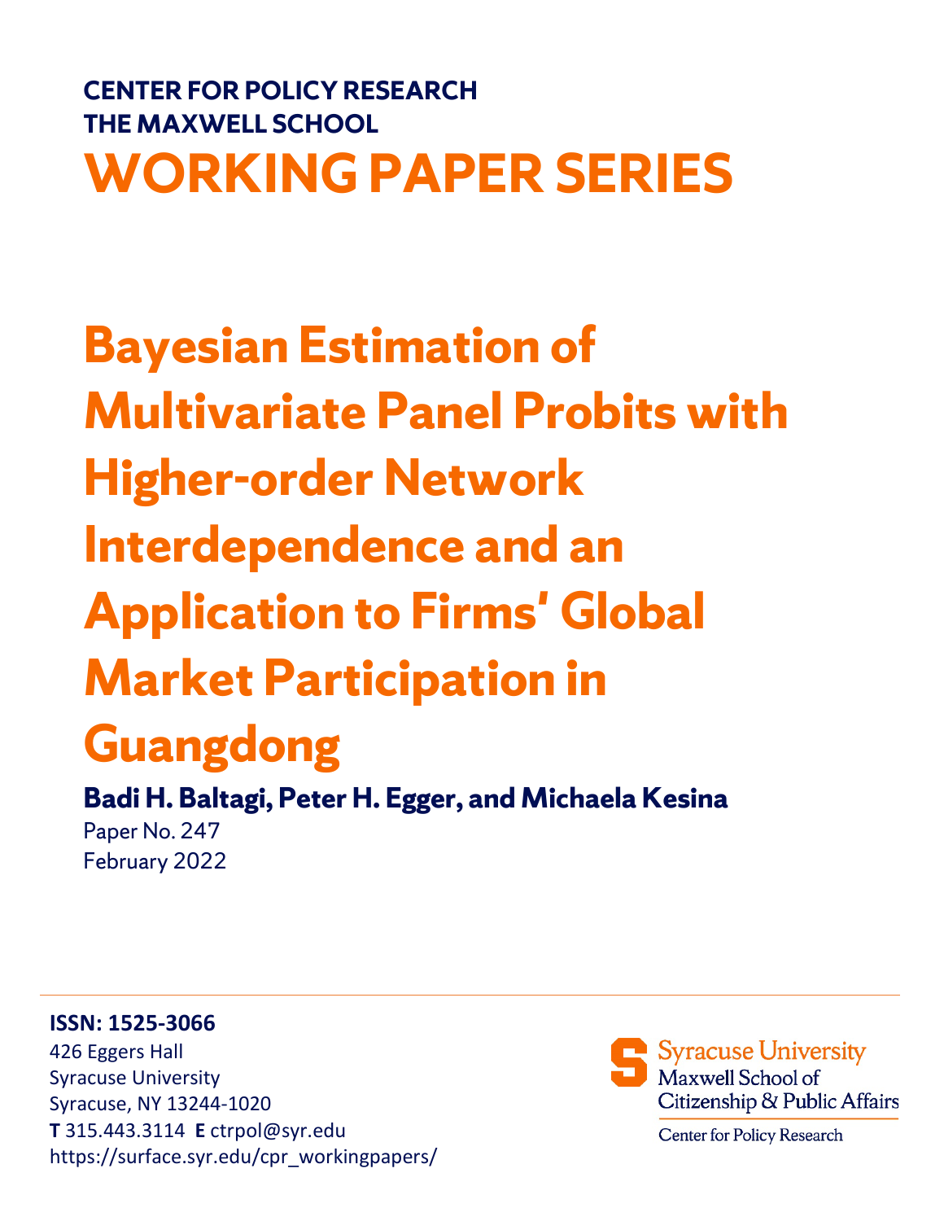CENTER FOR POLICY RESEARCH
THE MAXWELL SCHOOL

# WORKING PAPER SERIES

# Bayesian Estimation of Multivariate Panel Probits with Higher-order Network Interdependence and an Application to Firms' Global Market Participation in Guangdong

**Badi H. Baltagi, Peter H. Egger, and Michaela Kesina**

Paper No. 247
February 2022

**ISSN: 1525-3066**
426 Eggers Hall
Syracuse University
Syracuse, NY 13244-1020
**T** 315.443.3114 **E** ctrpol@syr.edu
https://surface.syr.edu/cpr_workingpapers/

Syracuse University
Maxwell School of Citizenship & Public Affairs
Center for Policy Research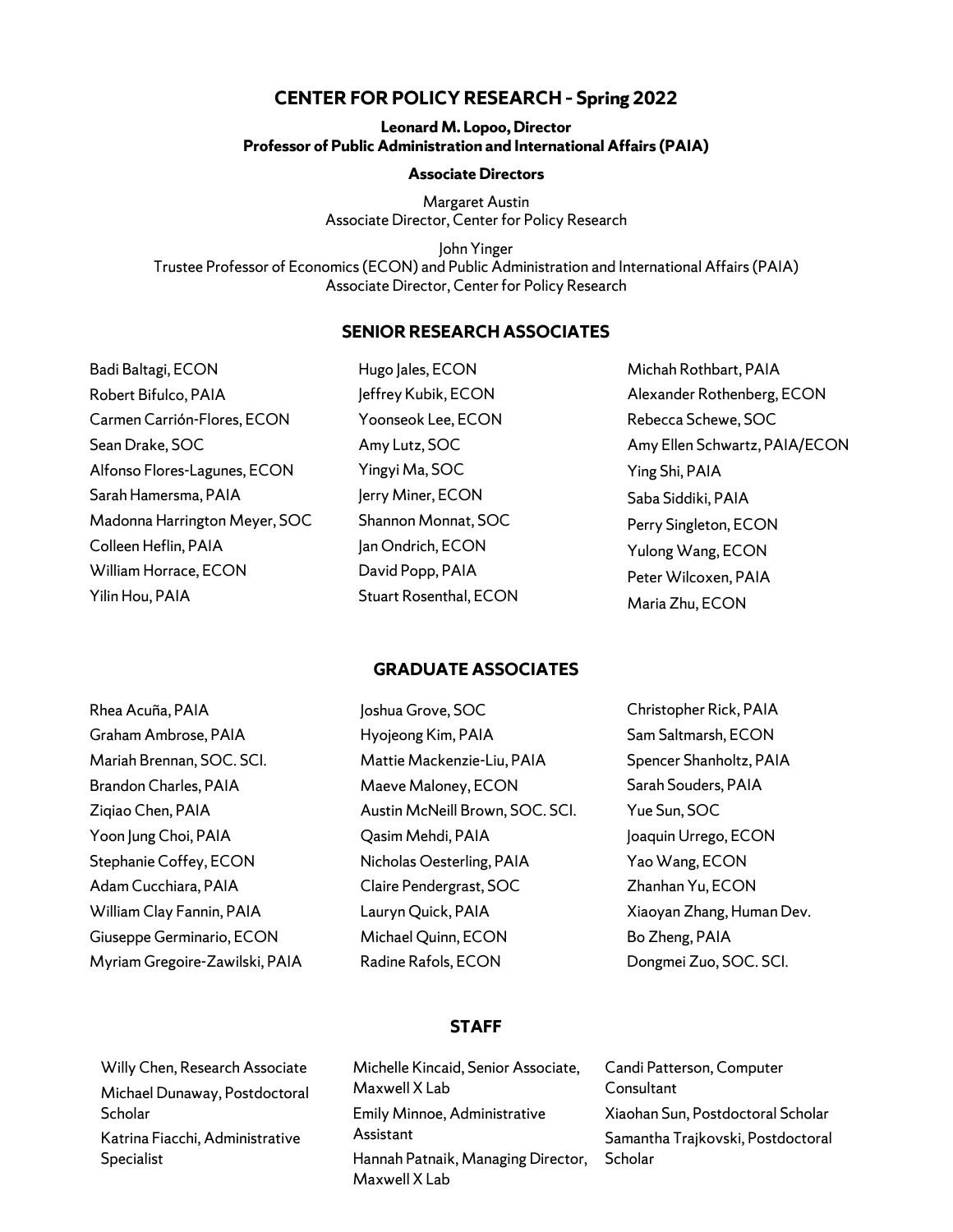# CENTER FOR POLICY RESEARCH - Spring 2022

**Leonard M. Lopoo, Director**
**Professor of Public Administration and International Affairs (PAIA)**

**Associate Directors**

Margaret Austin
Associate Director, Center for Policy Research

John Yinger
Trustee Professor of Economics (ECON) and Public Administration and International Affairs (PAIA)
Associate Director, Center for Policy Research

## SENIOR RESEARCH ASSOCIATES

Badi Baltagi, ECON
Robert Bifulco, PAIA
Carmen Carrión-Flores, ECON
Sean Drake, SOC
Alfonso Flores-Lagunes, ECON
Sarah Hamersma, PAIA
Madonna Harrington Meyer, SOC
Colleen Heflin, PAIA
William Horrace, ECON
Yilin Hou, PAIA
Hugo Jales, ECON
Jeffrey Kubik, ECON
Yoonseok Lee, ECON
Amy Lutz, SOC
Yingyi Ma, SOC
Jerry Miner, ECON
Shannon Monnat, SOC
Jan Ondrich, ECON
David Popp, PAIA
Stuart Rosenthal, ECON
Michah Rothbart, PAIA
Alexander Rothenberg, ECON
Rebecca Schewe, SOC
Amy Ellen Schwartz, PAIA/ECON
Ying Shi, PAIA
Saba Siddiki, PAIA
Perry Singleton, ECON
Yulong Wang, ECON
Peter Wilcoxen, PAIA
Maria Zhu, ECON

## GRADUATE ASSOCIATES

Rhea Acuña, PAIA
Graham Ambrose, PAIA
Mariah Brennan, SOC. SCI.
Brandon Charles, PAIA
Ziqiao Chen, PAIA
Yoon Jung Choi, PAIA
Stephanie Coffey, ECON
Adam Cucchiara, PAIA
William Clay Fannin, PAIA
Giuseppe Germinario, ECON
Myriam Gregoire-Zawilski, PAIA
Joshua Grove, SOC
Hyojeong Kim, PAIA
Mattie Mackenzie-Liu, PAIA
Maeve Maloney, ECON
Austin McNeill Brown, SOC. SCI.
Qasim Mehdi, PAIA
Nicholas Oesterling, PAIA
Claire Pendergrast, SOC
Lauryn Quick, PAIA
Michael Quinn, ECON
Radine Rafols, ECON
Christopher Rick, PAIA
Sam Saltmarsh, ECON
Spencer Shanholtz, PAIA
Sarah Souders, PAIA
Yue Sun, SOC
Joaquin Urrego, ECON
Yao Wang, ECON
Zhanhan Yu, ECON
Xiaoyan Zhang, Human Dev.
Bo Zheng, PAIA
Dongmei Zuo, SOC. SCI.

## STAFF

Willy Chen, Research Associate
Michael Dunaway, Postdoctoral Scholar
Katrina Fiacchi, Administrative Specialist
Michelle Kincaid, Senior Associate, Maxwell X Lab
Emily Minnoe, Administrative Assistant
Hannah Patnaik, Managing Director, Maxwell X Lab
Candi Patterson, Computer Consultant
Xiaohan Sun, Postdoctoral Scholar
Samantha Trajkovski, Postdoctoral Scholar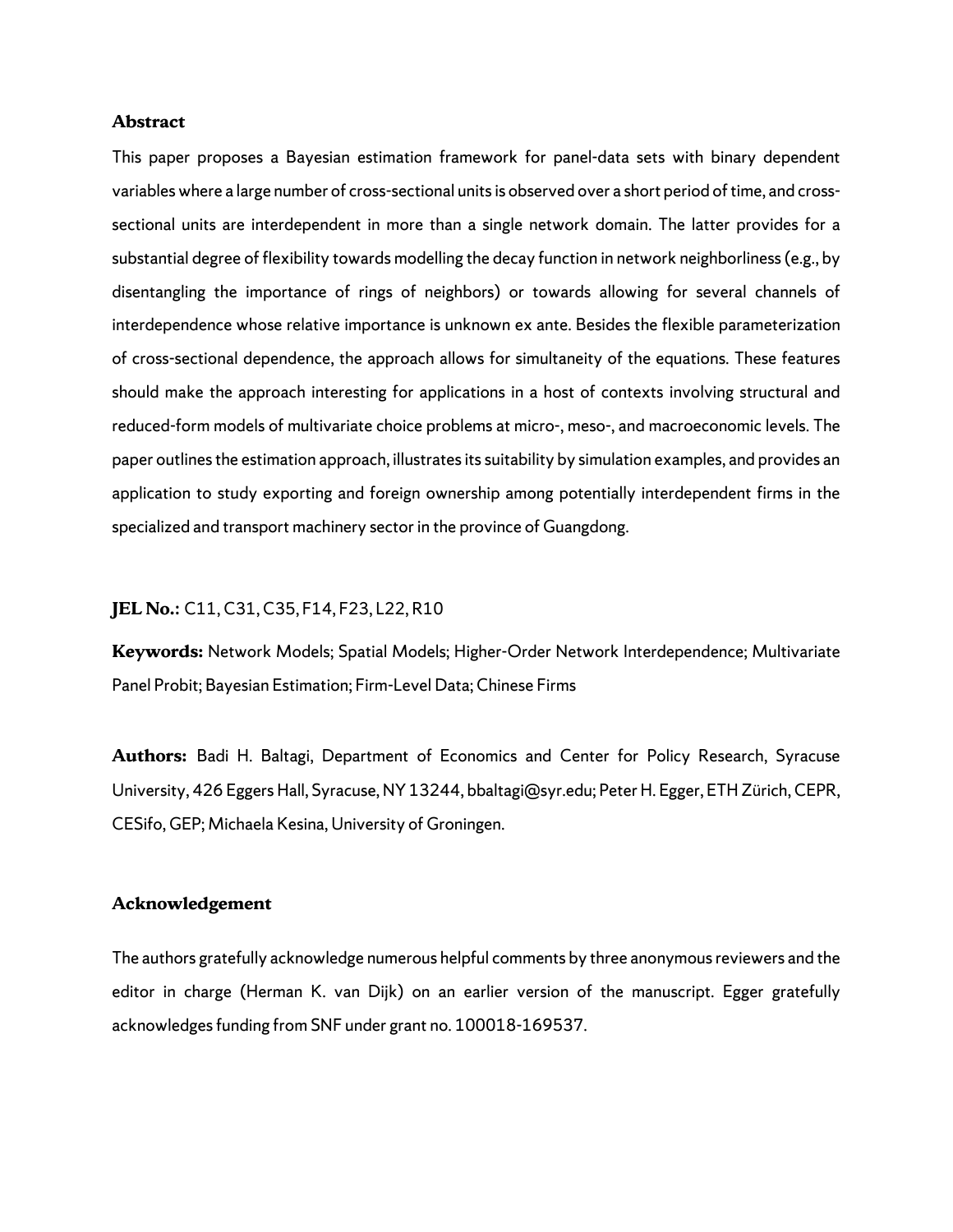### Abstract

This paper proposes a Bayesian estimation framework for panel-data sets with binary dependent variables where a large number of cross-sectional units is observed over a short period of time, and cross-sectional units are interdependent in more than a single network domain. The latter provides for a substantial degree of flexibility towards modelling the decay function in network neighborliness (e.g., by disentangling the importance of rings of neighbors) or towards allowing for several channels of interdependence whose relative importance is unknown ex ante. Besides the flexible parameterization of cross-sectional dependence, the approach allows for simultaneity of the equations. These features should make the approach interesting for applications in a host of contexts involving structural and reduced-form models of multivariate choice problems at micro-, meso-, and macroeconomic levels. The paper outlines the estimation approach, illustrates its suitability by simulation examples, and provides an application to study exporting and foreign ownership among potentially interdependent firms in the specialized and transport machinery sector in the province of Guangdong.

**JEL No.:** C11, C31, C35, F14, F23, L22, R10

**Keywords:** Network Models; Spatial Models; Higher-Order Network Interdependence; Multivariate Panel Probit; Bayesian Estimation; Firm-Level Data; Chinese Firms

**Authors:** Badi H. Baltagi, Department of Economics and Center for Policy Research, Syracuse University, 426 Eggers Hall, Syracuse, NY 13244, bbaltagi@syr.edu; Peter H. Egger, ETH Zürich, CEPR, CESifo, GEP; Michaela Kesina, University of Groningen.

### Acknowledgement

The authors gratefully acknowledge numerous helpful comments by three anonymous reviewers and the editor in charge (Herman K. van Dijk) on an earlier version of the manuscript. Egger gratefully acknowledges funding from SNF under grant no. 100018-169537.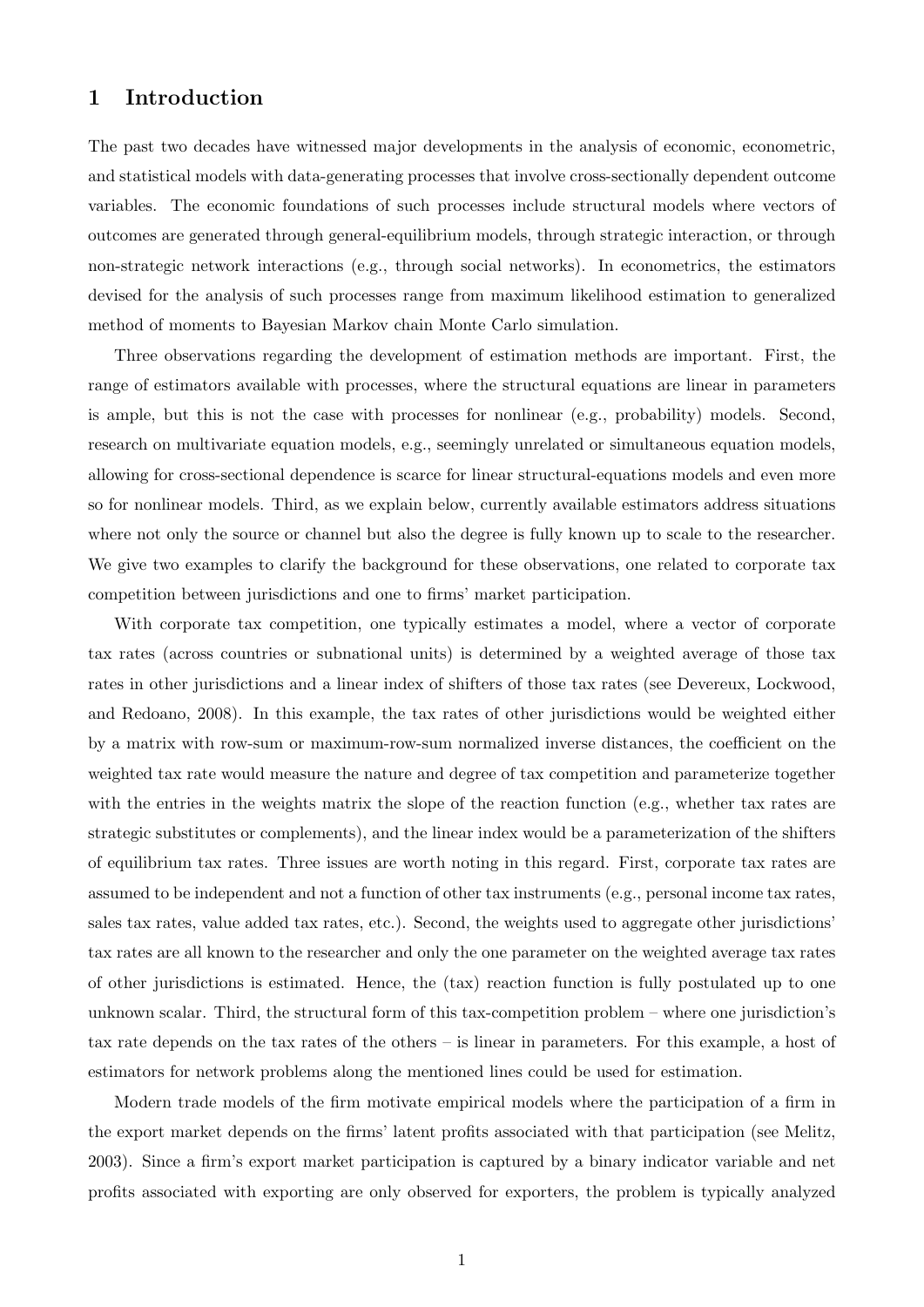# 1 Introduction

The past two decades have witnessed major developments in the analysis of economic, econometric, and statistical models with data-generating processes that involve cross-sectionally dependent outcome variables. The economic foundations of such processes include structural models where vectors of outcomes are generated through general-equilibrium models, through strategic interaction, or through non-strategic network interactions (e.g., through social networks). In econometrics, the estimators devised for the analysis of such processes range from maximum likelihood estimation to generalized method of moments to Bayesian Markov chain Monte Carlo simulation.

Three observations regarding the development of estimation methods are important. First, the range of estimators available with processes, where the structural equations are linear in parameters is ample, but this is not the case with processes for nonlinear (e.g., probability) models. Second, research on multivariate equation models, e.g., seemingly unrelated or simultaneous equation models, allowing for cross-sectional dependence is scarce for linear structural-equations models and even more so for nonlinear models. Third, as we explain below, currently available estimators address situations where not only the source or channel but also the degree is fully known up to scale to the researcher. We give two examples to clarify the background for these observations, one related to corporate tax competition between jurisdictions and one to firms' market participation.

With corporate tax competition, one typically estimates a model, where a vector of corporate tax rates (across countries or subnational units) is determined by a weighted average of those tax rates in other jurisdictions and a linear index of shifters of those tax rates (see Devereux, Lockwood, and Redoano, 2008). In this example, the tax rates of other jurisdictions would be weighted either by a matrix with row-sum or maximum-row-sum normalized inverse distances, the coefficient on the weighted tax rate would measure the nature and degree of tax competition and parameterize together with the entries in the weights matrix the slope of the reaction function (e.g., whether tax rates are strategic substitutes or complements), and the linear index would be a parameterization of the shifters of equilibrium tax rates. Three issues are worth noting in this regard. First, corporate tax rates are assumed to be independent and not a function of other tax instruments (e.g., personal income tax rates, sales tax rates, value added tax rates, etc.). Second, the weights used to aggregate other jurisdictions' tax rates are all known to the researcher and only the one parameter on the weighted average tax rates of other jurisdictions is estimated. Hence, the (tax) reaction function is fully postulated up to one unknown scalar. Third, the structural form of this tax-competition problem – where one jurisdiction's tax rate depends on the tax rates of the others – is linear in parameters. For this example, a host of estimators for network problems along the mentioned lines could be used for estimation.

Modern trade models of the firm motivate empirical models where the participation of a firm in the export market depends on the firms' latent profits associated with that participation (see Melitz, 2003). Since a firm's export market participation is captured by a binary indicator variable and net profits associated with exporting are only observed for exporters, the problem is typically analyzed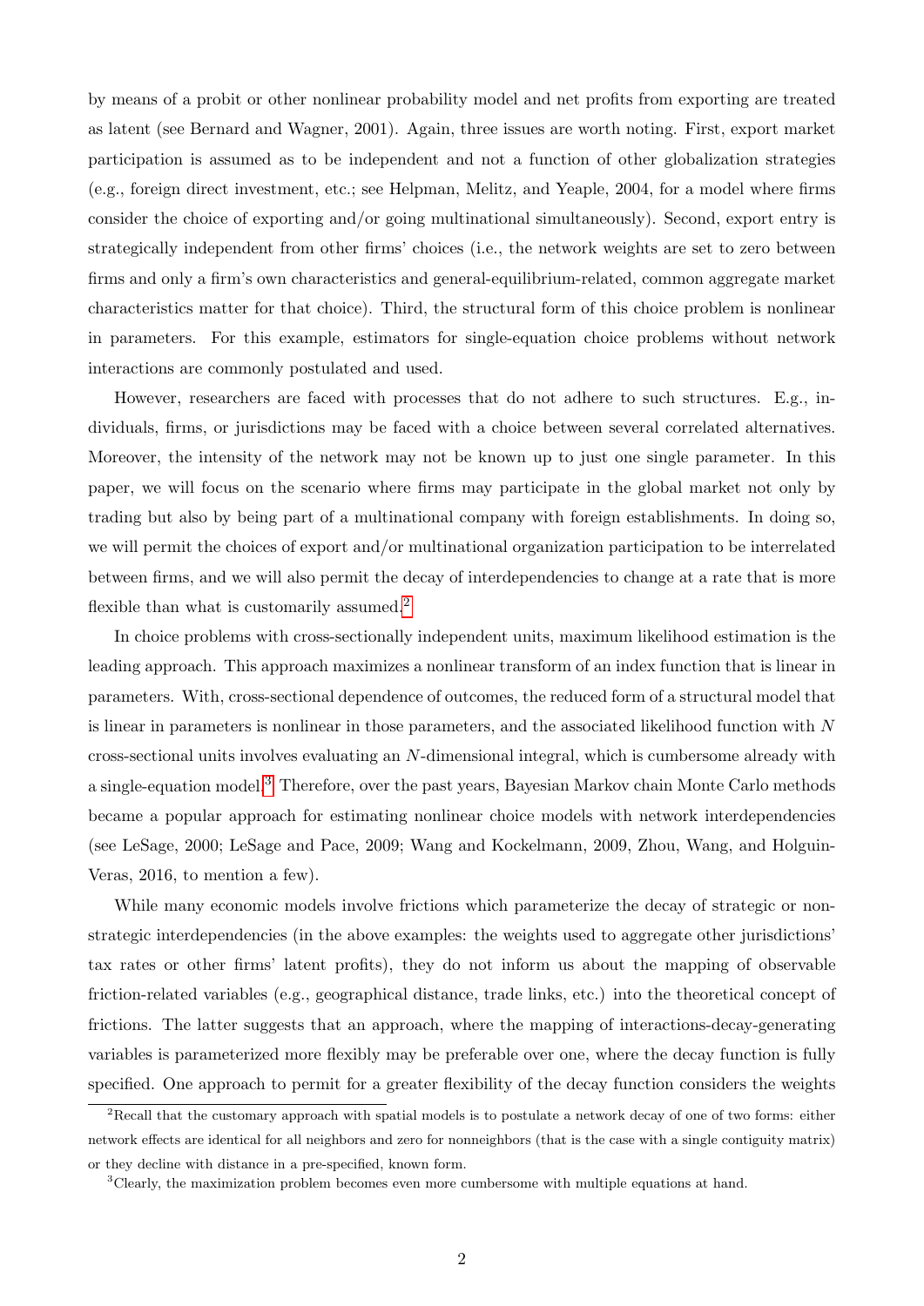by means of a probit or other nonlinear probability model and net profits from exporting are treated as latent (see Bernard and Wagner, 2001). Again, three issues are worth noting. First, export market participation is assumed as to be independent and not a function of other globalization strategies (e.g., foreign direct investment, etc.; see Helpman, Melitz, and Yeaple, 2004, for a model where firms consider the choice of exporting and/or going multinational simultaneously). Second, export entry is strategically independent from other firms' choices (i.e., the network weights are set to zero between firms and only a firm's own characteristics and general-equilibrium-related, common aggregate market characteristics matter for that choice). Third, the structural form of this choice problem is nonlinear in parameters. For this example, estimators for single-equation choice problems without network interactions are commonly postulated and used.

However, researchers are faced with processes that do not adhere to such structures. E.g., individuals, firms, or jurisdictions may be faced with a choice between several correlated alternatives. Moreover, the intensity of the network may not be known up to just one single parameter. In this paper, we will focus on the scenario where firms may participate in the global market not only by trading but also by being part of a multinational company with foreign establishments. In doing so, we will permit the choices of export and/or multinational organization participation to be interrelated between firms, and we will also permit the decay of interdependencies to change at a rate that is more flexible than what is customarily assumed.[2]

In choice problems with cross-sectionally independent units, maximum likelihood estimation is the leading approach. This approach maximizes a nonlinear transform of an index function that is linear in parameters. With, cross-sectional dependence of outcomes, the reduced form of a structural model that is linear in parameters is nonlinear in those parameters, and the associated likelihood function with $N$ cross-sectional units involves evaluating an $N$-dimensional integral, which is cumbersome already with a single-equation model.[3] Therefore, over the past years, Bayesian Markov chain Monte Carlo methods became a popular approach for estimating nonlinear choice models with network interdependencies (see LeSage, 2000; LeSage and Pace, 2009; Wang and Kockelmann, 2009, Zhou, Wang, and Holguin-Veras, 2016, to mention a few).

While many economic models involve frictions which parameterize the decay of strategic or non-strategic interdependencies (in the above examples: the weights used to aggregate other jurisdictions' tax rates or other firms' latent profits), they do not inform us about the mapping of observable friction-related variables (e.g., geographical distance, trade links, etc.) into the theoretical concept of frictions. The latter suggests that an approach, where the mapping of interactions-decay-generating variables is parameterized more flexibly may be preferable over one, where the decay function is fully specified. One approach to permit for a greater flexibility of the decay function considers the weights

[2] Recall that the customary approach with spatial models is to postulate a network decay of one of two forms: either network effects are identical for all neighbors and zero for nonneighbors (that is the case with a single contiguity matrix) or they decline with distance in a pre-specified, known form.

[3] Clearly, the maximization problem becomes even more cumbersome with multiple equations at hand.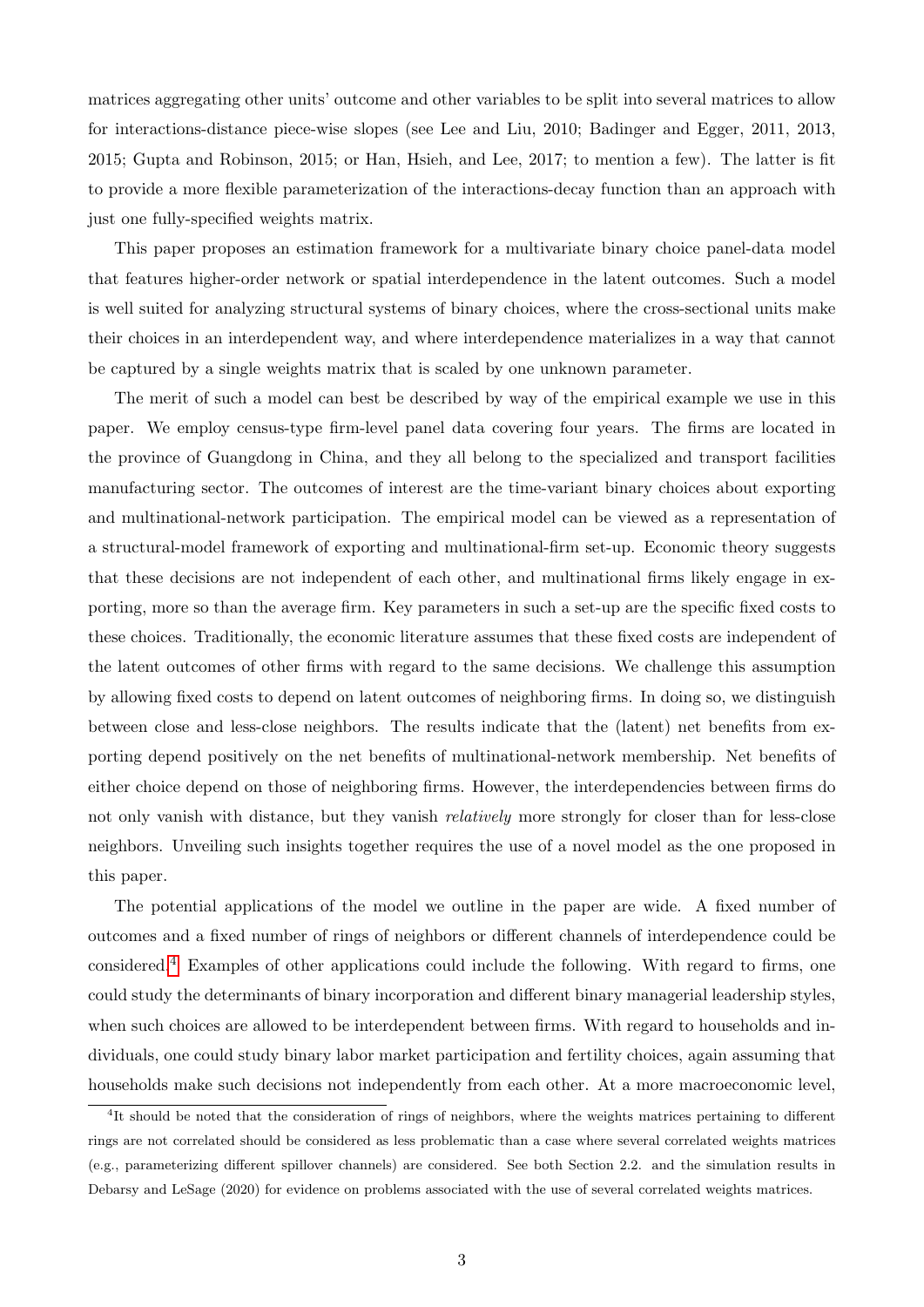matrices aggregating other units' outcome and other variables to be split into several matrices to allow for interactions-distance piece-wise slopes (see Lee and Liu, 2010; Badinger and Egger, 2011, 2013, 2015; Gupta and Robinson, 2015; or Han, Hsieh, and Lee, 2017; to mention a few). The latter is fit to provide a more flexible parameterization of the interactions-decay function than an approach with just one fully-specified weights matrix.

This paper proposes an estimation framework for a multivariate binary choice panel-data model that features higher-order network or spatial interdependence in the latent outcomes. Such a model is well suited for analyzing structural systems of binary choices, where the cross-sectional units make their choices in an interdependent way, and where interdependence materializes in a way that cannot be captured by a single weights matrix that is scaled by one unknown parameter.

The merit of such a model can best be described by way of the empirical example we use in this paper. We employ census-type firm-level panel data covering four years. The firms are located in the province of Guangdong in China, and they all belong to the specialized and transport facilities manufacturing sector. The outcomes of interest are the time-variant binary choices about exporting and multinational-network participation. The empirical model can be viewed as a representation of a structural-model framework of exporting and multinational-firm set-up. Economic theory suggests that these decisions are not independent of each other, and multinational firms likely engage in exporting, more so than the average firm. Key parameters in such a set-up are the specific fixed costs to these choices. Traditionally, the economic literature assumes that these fixed costs are independent of the latent outcomes of other firms with regard to the same decisions. We challenge this assumption by allowing fixed costs to depend on latent outcomes of neighboring firms. In doing so, we distinguish between close and less-close neighbors. The results indicate that the (latent) net benefits from exporting depend positively on the net benefits of multinational-network membership. Net benefits of either choice depend on those of neighboring firms. However, the interdependencies between firms do not only vanish with distance, but they vanish *relatively* more strongly for closer than for less-close neighbors. Unveiling such insights together requires the use of a novel model as the one proposed in this paper.

The potential applications of the model we outline in the paper are wide. A fixed number of outcomes and a fixed number of rings of neighbors or different channels of interdependence could be considered.[4] Examples of other applications could include the following. With regard to firms, one could study the determinants of binary incorporation and different binary managerial leadership styles, when such choices are allowed to be interdependent between firms. With regard to households and individuals, one could study binary labor market participation and fertility choices, again assuming that households make such decisions not independently from each other. At a more macroeconomic level,

[4]It should be noted that the consideration of rings of neighbors, where the weights matrices pertaining to different rings are not correlated should be considered as less problematic than a case where several correlated weights matrices (e.g., parameterizing different spillover channels) are considered. See both Section 2.2. and the simulation results in Debarsy and LeSage (2020) for evidence on problems associated with the use of several correlated weights matrices.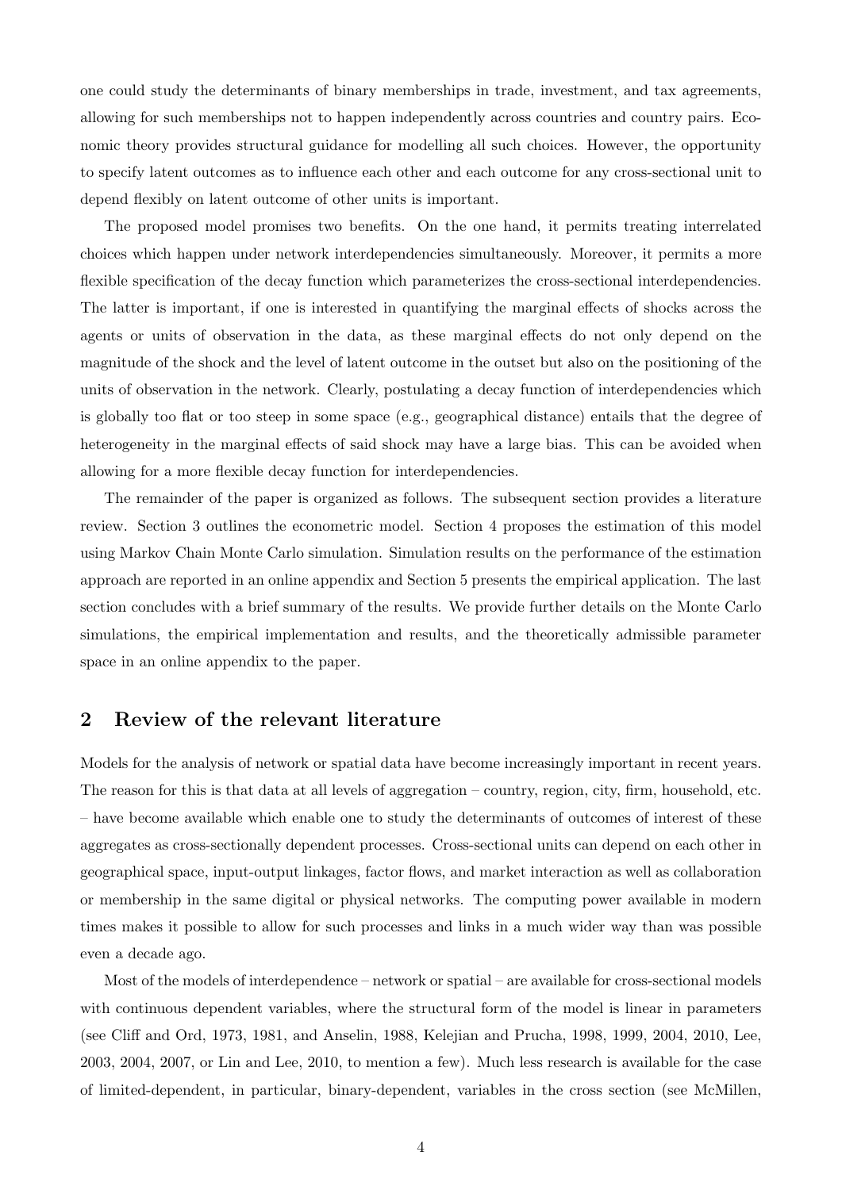one could study the determinants of binary memberships in trade, investment, and tax agreements, allowing for such memberships not to happen independently across countries and country pairs. Economic theory provides structural guidance for modelling all such choices. However, the opportunity to specify latent outcomes as to influence each other and each outcome for any cross-sectional unit to depend flexibly on latent outcome of other units is important.

The proposed model promises two benefits. On the one hand, it permits treating interrelated choices which happen under network interdependencies simultaneously. Moreover, it permits a more flexible specification of the decay function which parameterizes the cross-sectional interdependencies. The latter is important, if one is interested in quantifying the marginal effects of shocks across the agents or units of observation in the data, as these marginal effects do not only depend on the magnitude of the shock and the level of latent outcome in the outset but also on the positioning of the units of observation in the network. Clearly, postulating a decay function of interdependencies which is globally too flat or too steep in some space (e.g., geographical distance) entails that the degree of heterogeneity in the marginal effects of said shock may have a large bias. This can be avoided when allowing for a more flexible decay function for interdependencies.

The remainder of the paper is organized as follows. The subsequent section provides a literature review. Section 3 outlines the econometric model. Section 4 proposes the estimation of this model using Markov Chain Monte Carlo simulation. Simulation results on the performance of the estimation approach are reported in an online appendix and Section 5 presents the empirical application. The last section concludes with a brief summary of the results. We provide further details on the Monte Carlo simulations, the empirical implementation and results, and the theoretically admissible parameter space in an online appendix to the paper.

## 2 Review of the relevant literature

Models for the analysis of network or spatial data have become increasingly important in recent years. The reason for this is that data at all levels of aggregation – country, region, city, firm, household, etc. – have become available which enable one to study the determinants of outcomes of interest of these aggregates as cross-sectionally dependent processes. Cross-sectional units can depend on each other in geographical space, input-output linkages, factor flows, and market interaction as well as collaboration or membership in the same digital or physical networks. The computing power available in modern times makes it possible to allow for such processes and links in a much wider way than was possible even a decade ago.

Most of the models of interdependence – network or spatial – are available for cross-sectional models with continuous dependent variables, where the structural form of the model is linear in parameters (see Cliff and Ord, 1973, 1981, and Anselin, 1988, Kelejian and Prucha, 1998, 1999, 2004, 2010, Lee, 2003, 2004, 2007, or Lin and Lee, 2010, to mention a few). Much less research is available for the case of limited-dependent, in particular, binary-dependent, variables in the cross section (see McMillen,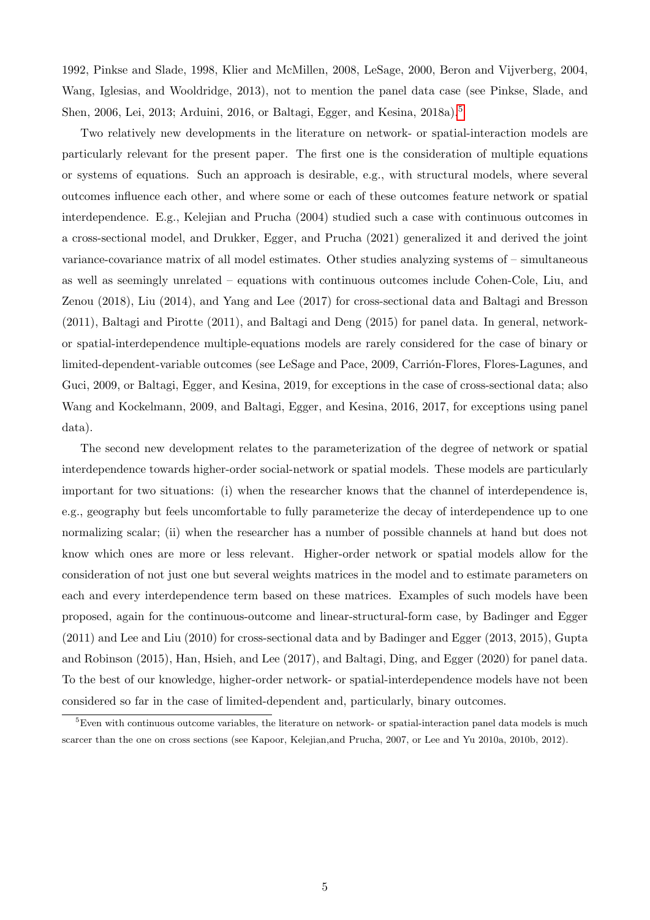1992, Pinkse and Slade, 1998, Klier and McMillen, 2008, LeSage, 2000, Beron and Vijverberg, 2004, Wang, Iglesias, and Wooldridge, 2013), not to mention the panel data case (see Pinkse, Slade, and Shen, 2006, Lei, 2013; Arduini, 2016, or Baltagi, Egger, and Kesina, 2018a).[5]

Two relatively new developments in the literature on network- or spatial-interaction models are particularly relevant for the present paper. The first one is the consideration of multiple equations or systems of equations. Such an approach is desirable, e.g., with structural models, where several outcomes influence each other, and where some or each of these outcomes feature network or spatial interdependence. E.g., Kelejian and Prucha (2004) studied such a case with continuous outcomes in a cross-sectional model, and Drukker, Egger, and Prucha (2021) generalized it and derived the joint variance-covariance matrix of all model estimates. Other studies analyzing systems of – simultaneous as well as seemingly unrelated – equations with continuous outcomes include Cohen-Cole, Liu, and Zenou (2018), Liu (2014), and Yang and Lee (2017) for cross-sectional data and Baltagi and Bresson (2011), Baltagi and Pirotte (2011), and Baltagi and Deng (2015) for panel data. In general, network- or spatial-interdependence multiple-equations models are rarely considered for the case of binary or limited-dependent-variable outcomes (see LeSage and Pace, 2009, Carrión-Flores, Flores-Lagunes, and Guci, 2009, or Baltagi, Egger, and Kesina, 2019, for exceptions in the case of cross-sectional data; also Wang and Kockelmann, 2009, and Baltagi, Egger, and Kesina, 2016, 2017, for exceptions using panel data).

The second new development relates to the parameterization of the degree of network or spatial interdependence towards higher-order social-network or spatial models. These models are particularly important for two situations: (i) when the researcher knows that the channel of interdependence is, e.g., geography but feels uncomfortable to fully parameterize the decay of interdependence up to one normalizing scalar; (ii) when the researcher has a number of possible channels at hand but does not know which ones are more or less relevant. Higher-order network or spatial models allow for the consideration of not just one but several weights matrices in the model and to estimate parameters on each and every interdependence term based on these matrices. Examples of such models have been proposed, again for the continuous-outcome and linear-structural-form case, by Badinger and Egger (2011) and Lee and Liu (2010) for cross-sectional data and by Badinger and Egger (2013, 2015), Gupta and Robinson (2015), Han, Hsieh, and Lee (2017), and Baltagi, Ding, and Egger (2020) for panel data. To the best of our knowledge, higher-order network- or spatial-interdependence models have not been considered so far in the case of limited-dependent and, particularly, binary outcomes.

[5]Even with continuous outcome variables, the literature on network- or spatial-interaction panel data models is much scarcer than the one on cross sections (see Kapoor, Kelejian,and Prucha, 2007, or Lee and Yu 2010a, 2010b, 2012).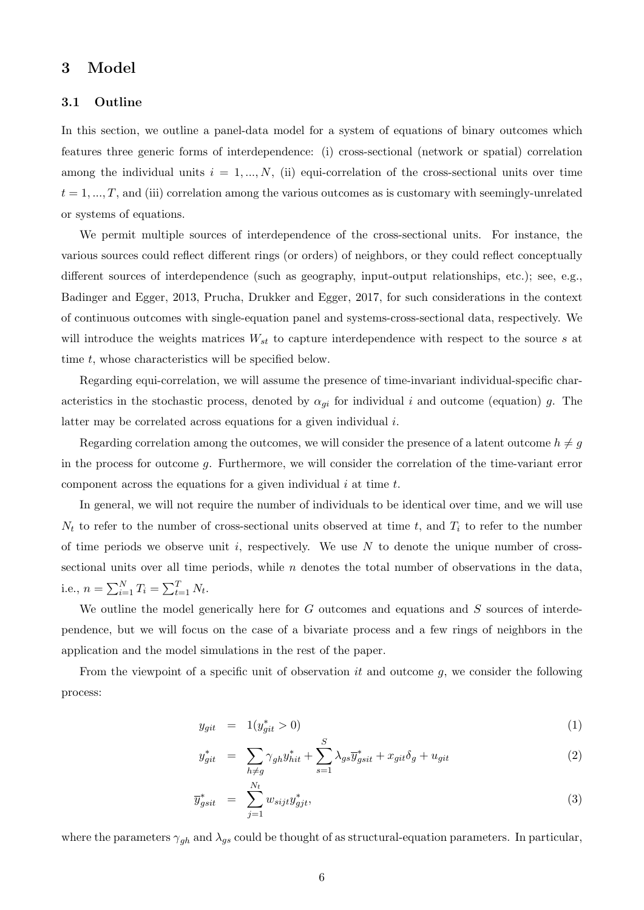## 3 Model

### 3.1 Outline

In this section, we outline a panel-data model for a system of equations of binary outcomes which features three generic forms of interdependence: (i) cross-sectional (network or spatial) correlation among the individual units $i = 1, ..., N$, (ii) equi-correlation of the cross-sectional units over time $t = 1, ..., T$, and (iii) correlation among the various outcomes as is customary with seemingly-unrelated or systems of equations.

We permit multiple sources of interdependence of the cross-sectional units. For instance, the various sources could reflect different rings (or orders) of neighbors, or they could reflect conceptually different sources of interdependence (such as geography, input-output relationships, etc.); see, e.g., Badinger and Egger, 2013, Prucha, Drukker and Egger, 2017, for such considerations in the context of continuous outcomes with single-equation panel and systems-cross-sectional data, respectively. We will introduce the weights matrices $W_{st}$ to capture interdependence with respect to the source $s$ at time $t$, whose characteristics will be specified below.

Regarding equi-correlation, we will assume the presence of time-invariant individual-specific characteristics in the stochastic process, denoted by $\alpha_{gi}$ for individual $i$ and outcome (equation) $g$. The latter may be correlated across equations for a given individual $i$.

Regarding correlation among the outcomes, we will consider the presence of a latent outcome $h \neq g$ in the process for outcome $g$. Furthermore, we will consider the correlation of the time-variant error component across the equations for a given individual $i$ at time $t$.

In general, we will not require the number of individuals to be identical over time, and we will use $N_t$ to refer to the number of cross-sectional units observed at time $t$, and $T_i$ to refer to the number of time periods we observe unit $i$, respectively. We use $N$ to denote the unique number of cross-sectional units over all time periods, while $n$ denotes the total number of observations in the data, i.e., $n = \sum_{i=1}^{N} T_i = \sum_{t=1}^{T} N_t$.

We outline the model generically here for $G$ outcomes and equations and $S$ sources of interdependence, but we will focus on the case of a bivariate process and a few rings of neighbors in the application and the model simulations in the rest of the paper.

From the viewpoint of a specific unit of observation $it$ and outcome $g$, we consider the following process:

$$y_{git} = 1(y^*_{git} > 0) \tag{1}$$

$$y^*_{git} = \sum_{h \neq g} \gamma_{gh} y^*_{hit} + \sum_{s=1}^{S} \lambda_{gs} \overline{y}^*_{gsit} + x_{git}\delta_g + u_{git} \tag{2}$$

$$\overline{y}^*_{gsit} = \sum_{j=1}^{N_t} w_{sijt} y^*_{gjt}, \tag{3}$$

where the parameters $\gamma_{gh}$ and $\lambda_{gs}$ could be thought of as structural-equation parameters. In particular,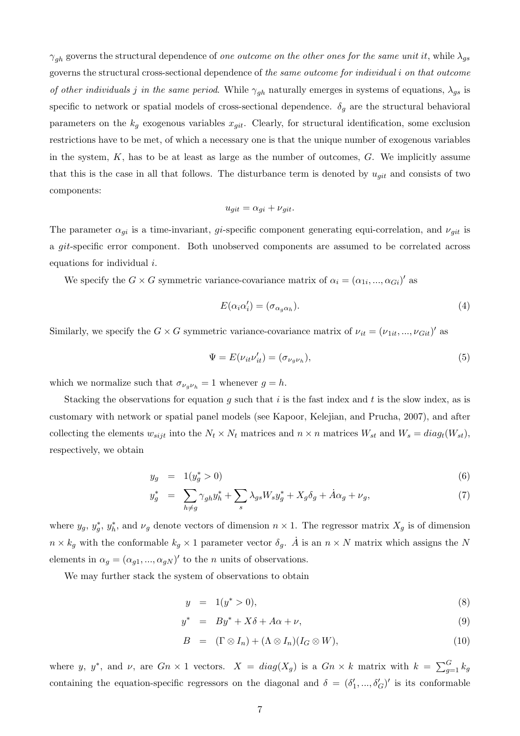$\gamma_{gh}$ governs the structural dependence of *one outcome on the other ones for the same unit it*, while $\lambda_{gs}$ governs the structural cross-sectional dependence of *the same outcome for individual i on that outcome of other individuals j in the same period*. While $\gamma_{gh}$ naturally emerges in systems of equations, $\lambda_{gs}$ is specific to network or spatial models of cross-sectional dependence. $\delta_g$ are the structural behavioral parameters on the $k_g$ exogenous variables $x_{git}$. Clearly, for structural identification, some exclusion restrictions have to be met, of which a necessary one is that the unique number of exogenous variables in the system, $K$, has to be at least as large as the number of outcomes, $G$. We implicitly assume that this is the case in all that follows. The disturbance term is denoted by $u_{git}$ and consists of two components:

$$u_{git} = \alpha_{gi} + \nu_{git}.$$

The parameter $\alpha_{gi}$ is a time-invariant, $gi$-specific component generating equi-correlation, and $\nu_{git}$ is a $git$-specific error component. Both unobserved components are assumed to be correlated across equations for individual $i$.

We specify the $G \times G$ symmetric variance-covariance matrix of $\alpha_i = (\alpha_{1i}, ..., \alpha_{Gi})'$ as

$$E(\alpha_i \alpha_i') = (\sigma_{\alpha_g \alpha_h}). \tag{4}$$

Similarly, we specify the $G \times G$ symmetric variance-covariance matrix of $\nu_{it} = (\nu_{1it}, ..., \nu_{Git})'$ as

$$\Psi = E(\nu_{it}\nu_{it}') = (\sigma_{\nu_g \nu_h}), \tag{5}$$

which we normalize such that $\sigma_{\nu_g \nu_h} = 1$ whenever $g = h$.

Stacking the observations for equation $g$ such that $i$ is the fast index and $t$ is the slow index, as is customary with network or spatial panel models (see Kapoor, Kelejian, and Prucha, 2007), and after collecting the elements $w_{sijt}$ into the $N_t \times N_t$ matrices and $n \times n$ matrices $W_{st}$ and $W_s = diag_t(W_{st})$, respectively, we obtain

$$y_g = 1(y_g^* > 0) \tag{6}$$

$$y_g^* = \sum_{h \neq g} \gamma_{gh} y_h^* + \sum_s \lambda_{gs} W_s y_g^* + X_g \delta_g + \dot{A}\alpha_g + \nu_g, \tag{7}$$

where $y_g$, $y_g^*$, $y_h^*$, and $\nu_g$ denote vectors of dimension $n \times 1$. The regressor matrix $X_g$ is of dimension $n \times k_g$ with the conformable $k_g \times 1$ parameter vector $\delta_g$. $\dot{A}$ is an $n \times N$ matrix which assigns the $N$ elements in $\alpha_g = (\alpha_{g1}, ..., \alpha_{gN})'$ to the $n$ units of observations.

We may further stack the system of observations to obtain

$$y = 1(y^* > 0), \tag{8}$$

$$y^* = By^* + X\delta + A\alpha + \nu, \tag{9}$$

$$B = (\Gamma \otimes I_n) + (\Lambda \otimes I_n)(I_G \otimes W), \tag{10}$$

where $y$, $y^*$, and $\nu$, are $Gn \times 1$ vectors. $X = diag(X_g)$ is a $Gn \times k$ matrix with $k = \sum_{g=1}^{G} k_g$ containing the equation-specific regressors on the diagonal and $\delta = (\delta_1', ..., \delta_G')'$ is its conformable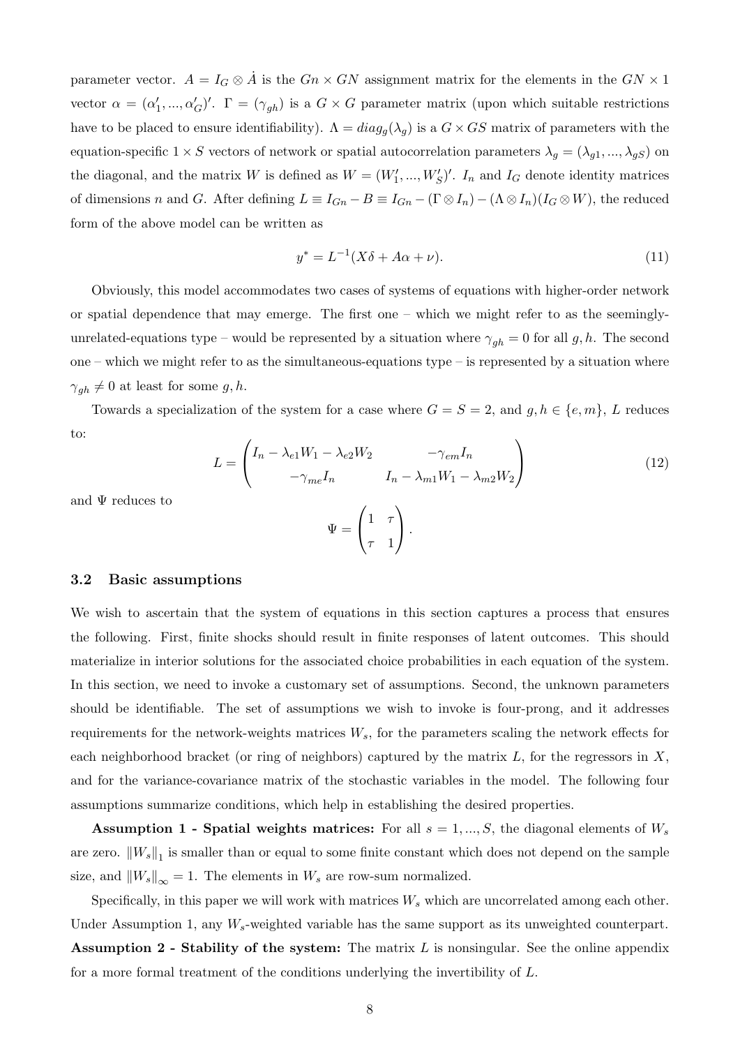parameter vector. $A = I_G \otimes \dot{A}$ is the $Gn \times GN$ assignment matrix for the elements in the $GN \times 1$ vector $\alpha = (\alpha_1', ..., \alpha_G')'$. $\Gamma = (\gamma_{gh})$ is a $G \times G$ parameter matrix (upon which suitable restrictions have to be placed to ensure identifiability). $\Lambda = diag_g(\lambda_g)$ is a $G \times GS$ matrix of parameters with the equation-specific $1 \times S$ vectors of network or spatial autocorrelation parameters $\lambda_g = (\lambda_{g1}, ..., \lambda_{gS})$ on the diagonal, and the matrix $W$ is defined as $W = (W_1', ..., W_S')'$. $I_n$ and $I_G$ denote identity matrices of dimensions $n$ and $G$. After defining $L \equiv I_{Gn} - B \equiv I_{Gn} - (\Gamma \otimes I_n) - (\Lambda \otimes I_n)(I_G \otimes W)$, the reduced form of the above model can be written as

$$y^* = L^{-1}(X\delta + A\alpha + \nu). \tag{11}$$

Obviously, this model accommodates two cases of systems of equations with higher-order network or spatial dependence that may emerge. The first one – which we might refer to as the seemingly-unrelated-equations type – would be represented by a situation where $\gamma_{gh} = 0$ for all $g, h$. The second one – which we might refer to as the simultaneous-equations type – is represented by a situation where $\gamma_{gh} \neq 0$ at least for some $g, h$.

Towards a specialization of the system for a case where $G = S = 2$, and $g, h \in \{e, m\}$, $L$ reduces to:

$$L = \begin{pmatrix} I_n - \lambda_{e1}W_1 - \lambda_{e2}W_2 & -\gamma_{em}I_n \\ -\gamma_{me}I_n & I_n - \lambda_{m1}W_1 - \lambda_{m2}W_2 \end{pmatrix} \tag{12}$$

and $\Psi$ reduces to

$$\Psi = \begin{pmatrix} 1 & \tau \\ \tau & 1 \end{pmatrix}.$$

### 3.2 Basic assumptions

We wish to ascertain that the system of equations in this section captures a process that ensures the following. First, finite shocks should result in finite responses of latent outcomes. This should materialize in interior solutions for the associated choice probabilities in each equation of the system. In this section, we need to invoke a customary set of assumptions. Second, the unknown parameters should be identifiable. The set of assumptions we wish to invoke is four-prong, and it addresses requirements for the network-weights matrices $W_s$, for the parameters scaling the network effects for each neighborhood bracket (or ring of neighbors) captured by the matrix $L$, for the regressors in $X$, and for the variance-covariance matrix of the stochastic variables in the model. The following four assumptions summarize conditions, which help in establishing the desired properties.

**Assumption 1 - Spatial weights matrices:** For all $s = 1, ..., S$, the diagonal elements of $W_s$ are zero. $\|W_s\|_1$ is smaller than or equal to some finite constant which does not depend on the sample size, and $\|W_s\|_\infty = 1$. The elements in $W_s$ are row-sum normalized.

Specifically, in this paper we will work with matrices $W_s$ which are uncorrelated among each other. Under Assumption 1, any $W_s$-weighted variable has the same support as its unweighted counterpart.

**Assumption 2 - Stability of the system:** The matrix $L$ is nonsingular. See the online appendix for a more formal treatment of the conditions underlying the invertibility of $L$.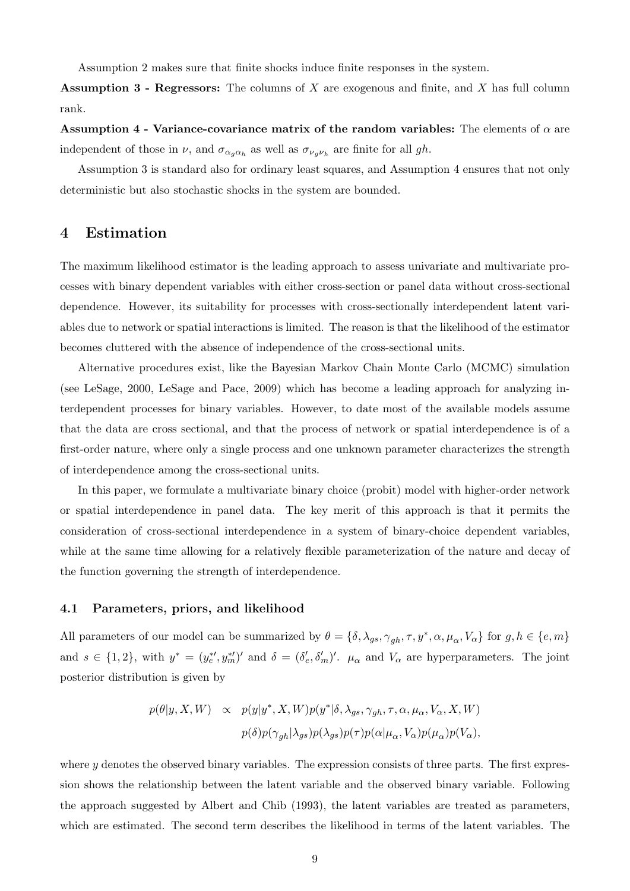Assumption 2 makes sure that finite shocks induce finite responses in the system.

**Assumption 3 - Regressors:** The columns of $X$ are exogenous and finite, and $X$ has full column rank.

**Assumption 4 - Variance-covariance matrix of the random variables:** The elements of $\alpha$ are independent of those in $\nu$, and $\sigma_{\alpha_g \alpha_h}$ as well as $\sigma_{\nu_g \nu_h}$ are finite for all $gh$.

Assumption 3 is standard also for ordinary least squares, and Assumption 4 ensures that not only deterministic but also stochastic shocks in the system are bounded.

# 4 Estimation

The maximum likelihood estimator is the leading approach to assess univariate and multivariate processes with binary dependent variables with either cross-section or panel data without cross-sectional dependence. However, its suitability for processes with cross-sectionally interdependent latent variables due to network or spatial interactions is limited. The reason is that the likelihood of the estimator becomes cluttered with the absence of independence of the cross-sectional units.

Alternative procedures exist, like the Bayesian Markov Chain Monte Carlo (MCMC) simulation (see LeSage, 2000, LeSage and Pace, 2009) which has become a leading approach for analyzing interdependent processes for binary variables. However, to date most of the available models assume that the data are cross sectional, and that the process of network or spatial interdependence is of a first-order nature, where only a single process and one unknown parameter characterizes the strength of interdependence among the cross-sectional units.

In this paper, we formulate a multivariate binary choice (probit) model with higher-order network or spatial interdependence in panel data. The key merit of this approach is that it permits the consideration of cross-sectional interdependence in a system of binary-choice dependent variables, while at the same time allowing for a relatively flexible parameterization of the nature and decay of the function governing the strength of interdependence.

## 4.1 Parameters, priors, and likelihood

All parameters of our model can be summarized by $\theta = \{\delta, \lambda_{gs}, \gamma_{gh}, \tau, y^*, \alpha, \mu_\alpha, V_\alpha\}$ for $g, h \in \{e, m\}$ and $s \in \{1, 2\}$, with $y^* = (y_e^{*\prime}, y_m^{*\prime})'$ and $\delta = (\delta_e', \delta_m')'$. $\mu_\alpha$ and $V_\alpha$ are hyperparameters. The joint posterior distribution is given by

$$
\begin{aligned}
p(\theta|y, X, W) \;\propto\;\; & p(y|y^*, X, W) p(y^*|\delta, \lambda_{gs}, \gamma_{gh}, \tau, \alpha, \mu_\alpha, V_\alpha, X, W) \\
& p(\delta) p(\gamma_{gh}|\lambda_{gs}) p(\lambda_{gs}) p(\tau) p(\alpha|\mu_\alpha, V_\alpha) p(\mu_\alpha) p(V_\alpha),
\end{aligned}
$$

where $y$ denotes the observed binary variables. The expression consists of three parts. The first expression shows the relationship between the latent variable and the observed binary variable. Following the approach suggested by Albert and Chib (1993), the latent variables are treated as parameters, which are estimated. The second term describes the likelihood in terms of the latent variables. The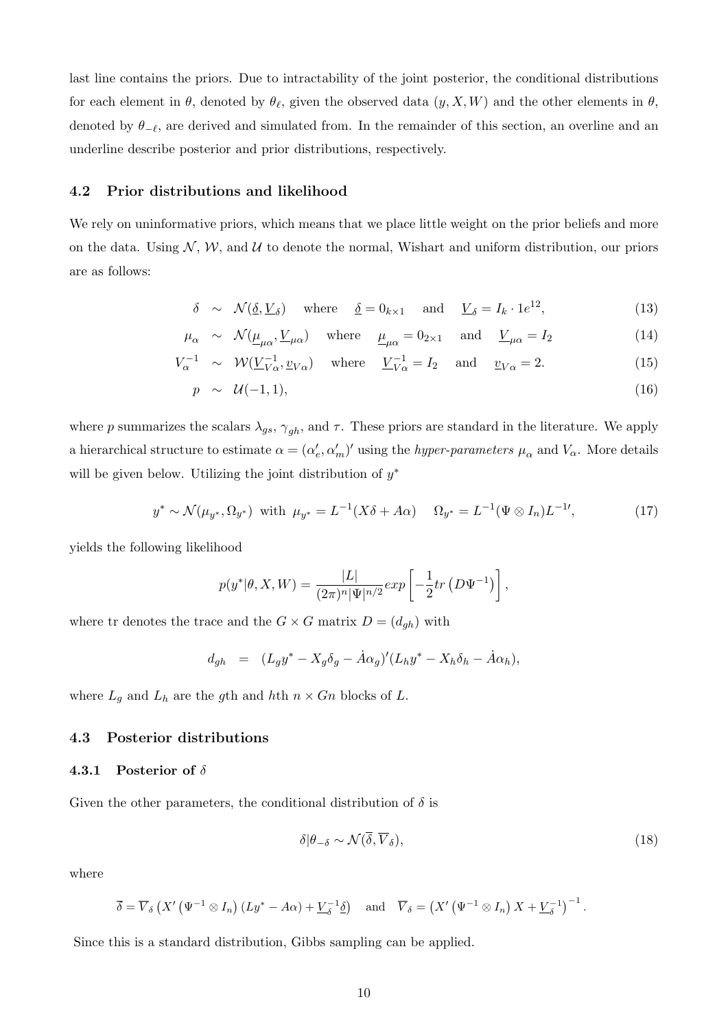last line contains the priors. Due to intractability of the joint posterior, the conditional distributions for each element in $\theta$, denoted by $\theta_\ell$, given the observed data $(y, X, W)$ and the other elements in $\theta$, denoted by $\theta_{-\ell}$, are derived and simulated from. In the remainder of this section, an overline and an underline describe posterior and prior distributions, respectively.

### 4.2 Prior distributions and likelihood

We rely on uninformative priors, which means that we place little weight on the prior beliefs and more on the data. Using $\mathcal{N}$, $\mathcal{W}$, and $\mathcal{U}$ to denote the normal, Wishart and uniform distribution, our priors are as follows:

$$\delta \sim \mathcal{N}(\underline{\delta}, \underline{V}_\delta) \quad \text{where} \quad \underline{\delta} = 0_{k\times 1} \quad \text{and} \quad \underline{V}_\delta = I_k \cdot 1e^{12}, \tag{13}$$

$$\mu_\alpha \sim \mathcal{N}(\underline{\mu}_{\mu\alpha}, \underline{V}_{\mu\alpha}) \quad \text{where} \quad \underline{\mu}_{\mu\alpha} = 0_{2\times 1} \quad \text{and} \quad \underline{V}_{\mu\alpha} = I_2 \tag{14}$$

$$V_\alpha^{-1} \sim \mathcal{W}(\underline{V}_{V\alpha}^{-1}, \underline{v}_{V\alpha}) \quad \text{where} \quad \underline{V}_{V\alpha}^{-1} = I_2 \quad \text{and} \quad \underline{v}_{V\alpha} = 2. \tag{15}$$

$$p \sim \mathcal{U}(-1, 1), \tag{16}$$

where $p$ summarizes the scalars $\lambda_{gs}$, $\gamma_{gh}$, and $\tau$. These priors are standard in the literature. We apply a hierarchical structure to estimate $\alpha = (\alpha_e', \alpha_m')'$ using the *hyper-parameters* $\mu_\alpha$ and $V_\alpha$. More details will be given below. Utilizing the joint distribution of $y^*$

$$y^* \sim \mathcal{N}(\mu_{y^*}, \Omega_{y^*}) \text{ with } \mu_{y^*} = L^{-1}(X\delta + A\alpha) \quad \Omega_{y^*} = L^{-1}(\Psi \otimes I_n)L^{-1\prime}, \tag{17}$$

yields the following likelihood

$$p(y^*|\theta, X, W) = \frac{|L|}{(2\pi)^n |\Psi|^{n/2}} exp\left[-\frac{1}{2} tr\left(D\Psi^{-1}\right)\right],$$

where tr denotes the trace and the $G \times G$ matrix $D = (d_{gh})$ with

$$d_{gh} = (L_g y^* - X_g \delta_g - \dot{A}\alpha_g)'(L_h y^* - X_h \delta_h - \dot{A}\alpha_h),$$

where $L_g$ and $L_h$ are the $g$th and $h$th $n \times Gn$ blocks of $L$.

### 4.3 Posterior distributions

#### 4.3.1 Posterior of $\delta$

Given the other parameters, the conditional distribution of $\delta$ is

$$\delta|\theta_{-\delta} \sim \mathcal{N}(\overline{\delta}, \overline{V}_\delta), \tag{18}$$

where

$$\overline{\delta} = \overline{V}_\delta \left(X' \left(\Psi^{-1} \otimes I_n\right)(Ly^* - A\alpha) + \underline{V}_\delta^{-1}\underline{\delta}\right) \quad \text{and} \quad \overline{V}_\delta = \left(X' \left(\Psi^{-1} \otimes I_n\right) X + \underline{V}_\delta^{-1}\right)^{-1}.$$

Since this is a standard distribution, Gibbs sampling can be applied.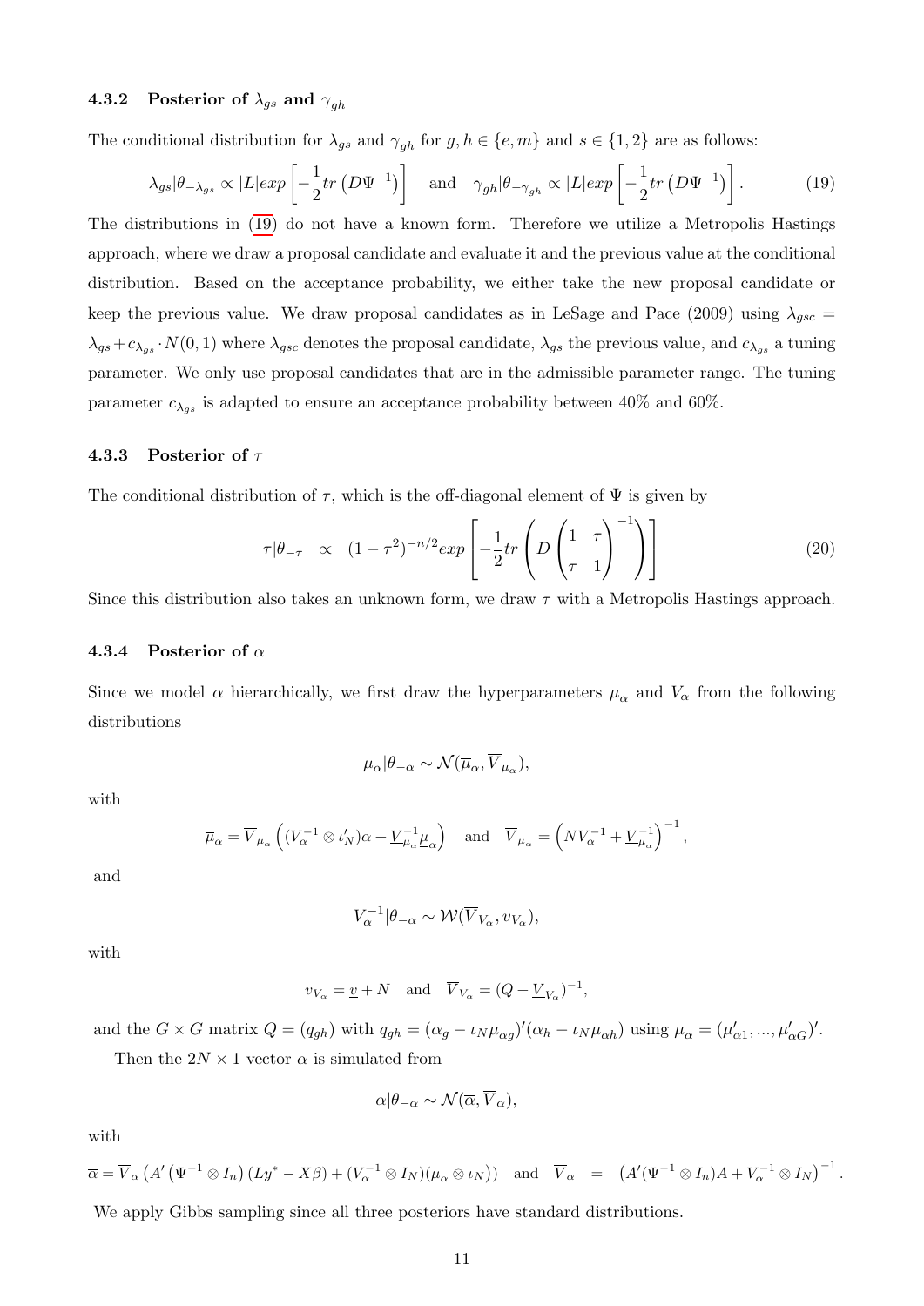#### 4.3.2 Posterior of $\lambda_{gs}$ and $\gamma_{gh}$

The conditional distribution for $\lambda_{gs}$ and $\gamma_{gh}$ for $g, h \in \{e, m\}$ and $s \in \{1, 2\}$ are as follows:

$$\lambda_{gs}|\theta_{-\lambda_{gs}} \propto |L| exp\left[-\frac{1}{2}tr\left(D\Psi^{-1}\right)\right] \quad \text{and} \quad \gamma_{gh}|\theta_{-\gamma_{gh}} \propto |L| exp\left[-\frac{1}{2}tr\left(D\Psi^{-1}\right)\right]. \tag{19}$$

The distributions in (19) do not have a known form. Therefore we utilize a Metropolis Hastings approach, where we draw a proposal candidate and evaluate it and the previous value at the conditional distribution. Based on the acceptance probability, we either take the new proposal candidate or keep the previous value. We draw proposal candidates as in LeSage and Pace (2009) using $\lambda_{gsc} = \lambda_{gs} + c_{\lambda_{gs}} \cdot N(0, 1)$ where $\lambda_{gsc}$ denotes the proposal candidate, $\lambda_{gs}$ the previous value, and $c_{\lambda_{gs}}$ a tuning parameter. We only use proposal candidates that are in the admissible parameter range. The tuning parameter $c_{\lambda_{gs}}$ is adapted to ensure an acceptance probability between 40% and 60%.

#### 4.3.3 Posterior of $\tau$

The conditional distribution of $\tau$, which is the off-diagonal element of $\Psi$ is given by

$$\tau|\theta_{-\tau} \quad \propto \quad (1-\tau^2)^{-n/2} exp\left[-\frac{1}{2}tr\left(D\begin{pmatrix}1 & \tau\\ \tau & 1\end{pmatrix}^{-1}\right)\right] \tag{20}$$

Since this distribution also takes an unknown form, we draw $\tau$ with a Metropolis Hastings approach.

#### 4.3.4 Posterior of $\alpha$

Since we model $\alpha$ hierarchically, we first draw the hyperparameters $\mu_\alpha$ and $V_\alpha$ from the following distributions

$$\mu_\alpha|\theta_{-\alpha} \sim \mathcal{N}(\overline{\mu}_\alpha, \overline{V}_{\mu_\alpha}),$$

with

$$\overline{\mu}_\alpha = \overline{V}_{\mu_\alpha}\left((V_\alpha^{-1} \otimes \iota_N')\alpha + \underline{V}_{\mu_\alpha}^{-1}\underline{\mu}_\alpha\right) \quad \text{and} \quad \overline{V}_{\mu_\alpha} = \left(NV_\alpha^{-1} + \underline{V}_{\mu_\alpha}^{-1}\right)^{-1},$$

and

$$V_\alpha^{-1}|\theta_{-\alpha} \sim \mathcal{W}(\overline{V}_{V_\alpha}, \overline{v}_{V_\alpha}),$$

with

$$\overline{v}_{V_\alpha} = \underline{v} + N \quad \text{and} \quad \overline{V}_{V_\alpha} = (Q + \underline{V}_{V_\alpha})^{-1},$$

and the $G \times G$ matrix $Q = (q_{gh})$ with $q_{gh} = (\alpha_g - \iota_N\mu_{\alpha g})'(\alpha_h - \iota_N\mu_{\alpha h})$ using $\mu_\alpha = (\mu_{\alpha 1}', ..., \mu_{\alpha G}')'$.

Then the $2N \times 1$ vector $\alpha$ is simulated from

$$\alpha|\theta_{-\alpha} \sim \mathcal{N}(\overline{\alpha}, \overline{V}_\alpha),$$

with

$$\overline{\alpha} = \overline{V}_\alpha\left(A'\left(\Psi^{-1} \otimes I_n\right)(Ly^* - X\beta) + (V_\alpha^{-1} \otimes I_N)(\mu_\alpha \otimes \iota_N)\right) \quad \text{and} \quad \overline{V}_\alpha \;=\; \left(A'(\Psi^{-1} \otimes I_n)A + V_\alpha^{-1} \otimes I_N\right)^{-1}.$$

We apply Gibbs sampling since all three posteriors have standard distributions.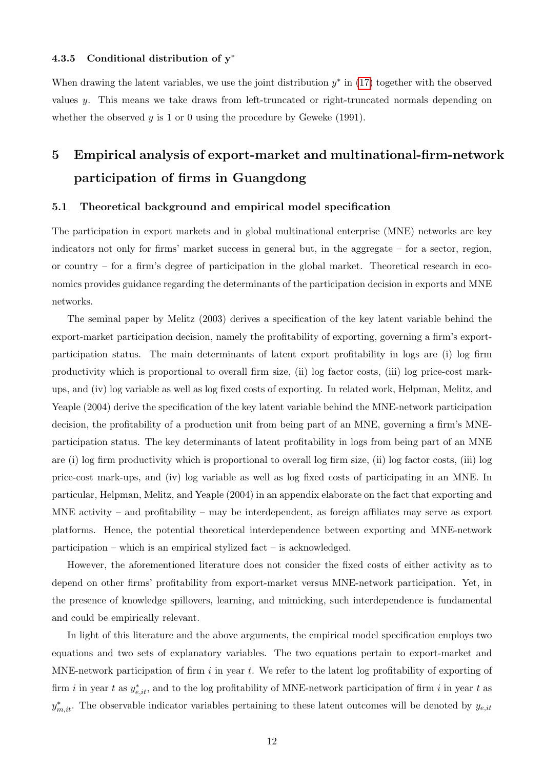#### 4.3.5 Conditional distribution of $\mathbf{y}^*$

When drawing the latent variables, we use the joint distribution $y^*$ in (17) together with the observed values $y$. This means we take draws from left-truncated or right-truncated normals depending on whether the observed $y$ is 1 or 0 using the procedure by Geweke (1991).

# 5 Empirical analysis of export-market and multinational-firm-network participation of firms in Guangdong

## 5.1 Theoretical background and empirical model specification

The participation in export markets and in global multinational enterprise (MNE) networks are key indicators not only for firms' market success in general but, in the aggregate – for a sector, region, or country – for a firm's degree of participation in the global market. Theoretical research in economics provides guidance regarding the determinants of the participation decision in exports and MNE networks.

The seminal paper by Melitz (2003) derives a specification of the key latent variable behind the export-market participation decision, namely the profitability of exporting, governing a firm's export-participation status. The main determinants of latent export profitability in logs are (i) log firm productivity which is proportional to overall firm size, (ii) log factor costs, (iii) log price-cost mark-ups, and (iv) log variable as well as log fixed costs of exporting. In related work, Helpman, Melitz, and Yeaple (2004) derive the specification of the key latent variable behind the MNE-network participation decision, the profitability of a production unit from being part of an MNE, governing a firm's MNE-participation status. The key determinants of latent profitability in logs from being part of an MNE are (i) log firm productivity which is proportional to overall log firm size, (ii) log factor costs, (iii) log price-cost mark-ups, and (iv) log variable as well as log fixed costs of participating in an MNE. In particular, Helpman, Melitz, and Yeaple (2004) in an appendix elaborate on the fact that exporting and MNE activity – and profitability – may be interdependent, as foreign affiliates may serve as export platforms. Hence, the potential theoretical interdependence between exporting and MNE-network participation – which is an empirical stylized fact – is acknowledged.

However, the aforementioned literature does not consider the fixed costs of either activity as to depend on other firms' profitability from export-market versus MNE-network participation. Yet, in the presence of knowledge spillovers, learning, and mimicking, such interdependence is fundamental and could be empirically relevant.

In light of this literature and the above arguments, the empirical model specification employs two equations and two sets of explanatory variables. The two equations pertain to export-market and MNE-network participation of firm $i$ in year $t$. We refer to the latent log profitability of exporting of firm $i$ in year $t$ as $y^*_{e,it}$, and to the log profitability of MNE-network participation of firm $i$ in year $t$ as $y^*_{m,it}$. The observable indicator variables pertaining to these latent outcomes will be denoted by $y_{e,it}$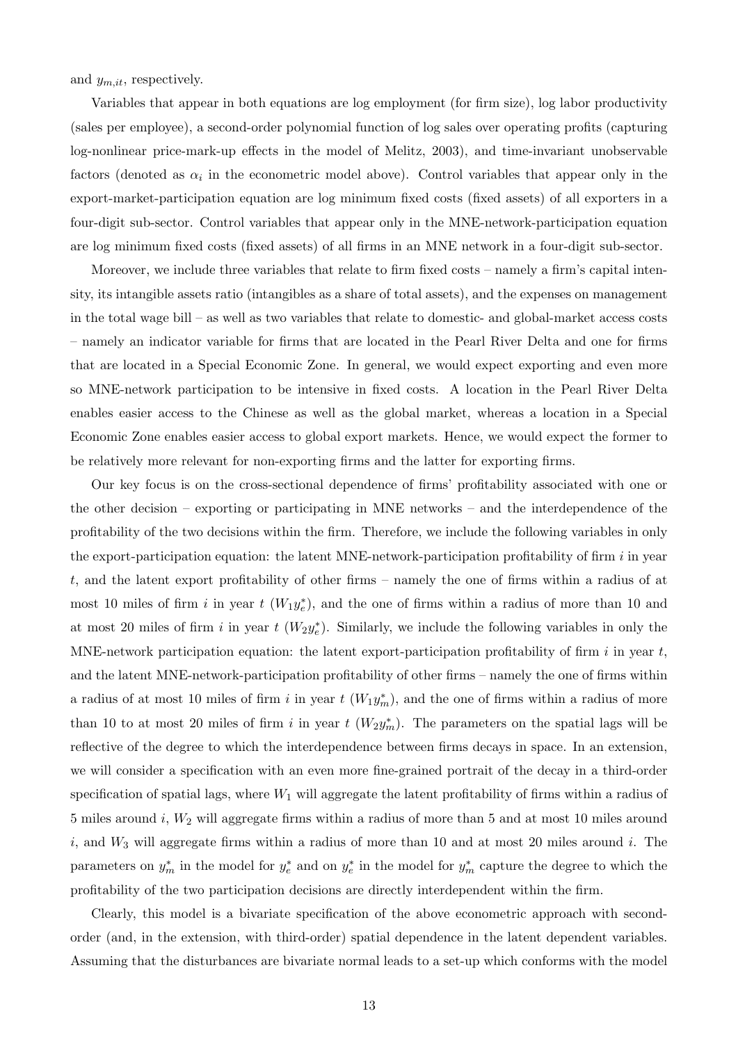and $y_{m,it}$, respectively.

Variables that appear in both equations are log employment (for firm size), log labor productivity (sales per employee), a second-order polynomial function of log sales over operating profits (capturing log-nonlinear price-mark-up effects in the model of Melitz, 2003), and time-invariant unobservable factors (denoted as $\alpha_i$ in the econometric model above). Control variables that appear only in the export-market-participation equation are log minimum fixed costs (fixed assets) of all exporters in a four-digit sub-sector. Control variables that appear only in the MNE-network-participation equation are log minimum fixed costs (fixed assets) of all firms in an MNE network in a four-digit sub-sector.

Moreover, we include three variables that relate to firm fixed costs – namely a firm's capital intensity, its intangible assets ratio (intangibles as a share of total assets), and the expenses on management in the total wage bill – as well as two variables that relate to domestic- and global-market access costs – namely an indicator variable for firms that are located in the Pearl River Delta and one for firms that are located in a Special Economic Zone. In general, we would expect exporting and even more so MNE-network participation to be intensive in fixed costs. A location in the Pearl River Delta enables easier access to the Chinese as well as the global market, whereas a location in a Special Economic Zone enables easier access to global export markets. Hence, we would expect the former to be relatively more relevant for non-exporting firms and the latter for exporting firms.

Our key focus is on the cross-sectional dependence of firms' profitability associated with one or the other decision – exporting or participating in MNE networks – and the interdependence of the profitability of the two decisions within the firm. Therefore, we include the following variables in only the export-participation equation: the latent MNE-network-participation profitability of firm $i$ in year $t$, and the latent export profitability of other firms – namely the one of firms within a radius of at most 10 miles of firm $i$ in year $t$ ($W_1 y_e^*$), and the one of firms within a radius of more than 10 and at most 20 miles of firm $i$ in year $t$ ($W_2 y_e^*$). Similarly, we include the following variables in only the MNE-network participation equation: the latent export-participation profitability of firm $i$ in year $t$, and the latent MNE-network-participation profitability of other firms – namely the one of firms within a radius of at most 10 miles of firm $i$ in year $t$ ($W_1 y_m^*$), and the one of firms within a radius of more than 10 to at most 20 miles of firm $i$ in year $t$ ($W_2 y_m^*$). The parameters on the spatial lags will be reflective of the degree to which the interdependence between firms decays in space. In an extension, we will consider a specification with an even more fine-grained portrait of the decay in a third-order specification of spatial lags, where $W_1$ will aggregate the latent profitability of firms within a radius of 5 miles around $i$, $W_2$ will aggregate firms within a radius of more than 5 and at most 10 miles around $i$, and $W_3$ will aggregate firms within a radius of more than 10 and at most 20 miles around $i$. The parameters on $y_m^*$ in the model for $y_e^*$ and on $y_e^*$ in the model for $y_m^*$ capture the degree to which the profitability of the two participation decisions are directly interdependent within the firm.

Clearly, this model is a bivariate specification of the above econometric approach with second-order (and, in the extension, with third-order) spatial dependence in the latent dependent variables. Assuming that the disturbances are bivariate normal leads to a set-up which conforms with the model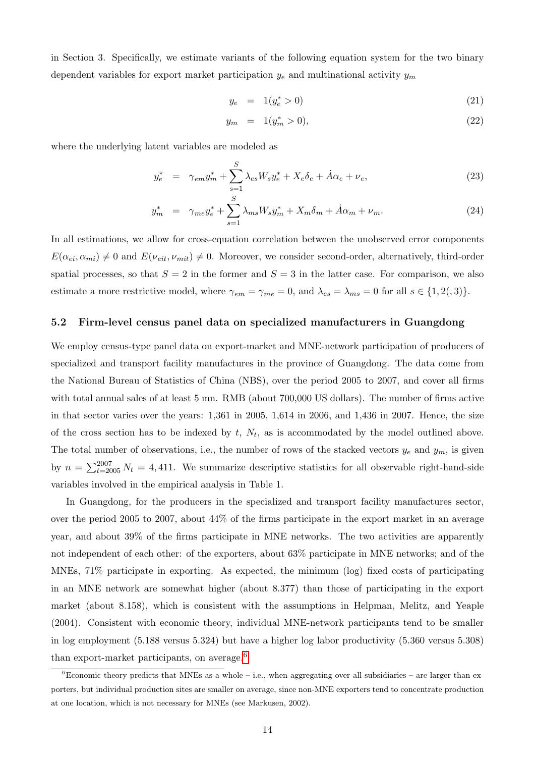in Section 3. Specifically, we estimate variants of the following equation system for the two binary dependent variables for export market participation $y_e$ and multinational activity $y_m$

$$
\begin{aligned}
y_e &= 1(y_e^* > 0) && (21)\\
y_m &= 1(y_m^* > 0), && (22)
\end{aligned}
$$

where the underlying latent variables are modeled as

$$
\begin{aligned}
y_e^* &= \gamma_{em} y_m^* + \sum_{s=1}^{S} \lambda_{es} W_s y_e^* + X_e \delta_e + \dot{A}\alpha_e + \nu_e, && (23)\\
y_m^* &= \gamma_{me} y_e^* + \sum_{s=1}^{S} \lambda_{ms} W_s y_m^* + X_m \delta_m + \dot{A}\alpha_m + \nu_m. && (24)
\end{aligned}
$$

In all estimations, we allow for cross-equation correlation between the unobserved error components $E(\alpha_{ei}, \alpha_{mi}) \neq 0$ and $E(\nu_{eit}, \nu_{mit}) \neq 0$. Moreover, we consider second-order, alternatively, third-order spatial processes, so that $S = 2$ in the former and $S = 3$ in the latter case. For comparison, we also estimate a more restrictive model, where $\gamma_{em} = \gamma_{me} = 0$, and $\lambda_{es} = \lambda_{ms} = 0$ for all $s \in \{1, 2(, 3)\}$.

### 5.2 Firm-level census panel data on specialized manufacturers in Guangdong

We employ census-type panel data on export-market and MNE-network participation of producers of specialized and transport facility manufactures in the province of Guangdong. The data come from the National Bureau of Statistics of China (NBS), over the period 2005 to 2007, and cover all firms with total annual sales of at least 5 mn. RMB (about 700,000 US dollars). The number of firms active in that sector varies over the years: 1,361 in 2005, 1,614 in 2006, and 1,436 in 2007. Hence, the size of the cross section has to be indexed by $t$, $N_t$, as is accommodated by the model outlined above. The total number of observations, i.e., the number of rows of the stacked vectors $y_e$ and $y_m$, is given by $n = \sum_{t=2005}^{2007} N_t = 4,411$. We summarize descriptive statistics for all observable right-hand-side variables involved in the empirical analysis in Table 1.

In Guangdong, for the producers in the specialized and transport facility manufactures sector, over the period 2005 to 2007, about 44% of the firms participate in the export market in an average year, and about 39% of the firms participate in MNE networks. The two activities are apparently not independent of each other: of the exporters, about 63% participate in MNE networks; and of the MNEs, 71% participate in exporting. As expected, the minimum (log) fixed costs of participating in an MNE network are somewhat higher (about 8.377) than those of participating in the export market (about 8.158), which is consistent with the assumptions in Helpman, Melitz, and Yeaple (2004). Consistent with economic theory, individual MNE-network participants tend to be smaller in log employment (5.188 versus 5.324) but have a higher log labor productivity (5.360 versus 5.308) than export-market participants, on average.[6]

[6] Economic theory predicts that MNEs as a whole – i.e., when aggregating over all subsidiaries – are larger than exporters, but individual production sites are smaller on average, since non-MNE exporters tend to concentrate production at one location, which is not necessary for MNEs (see Markusen, 2002).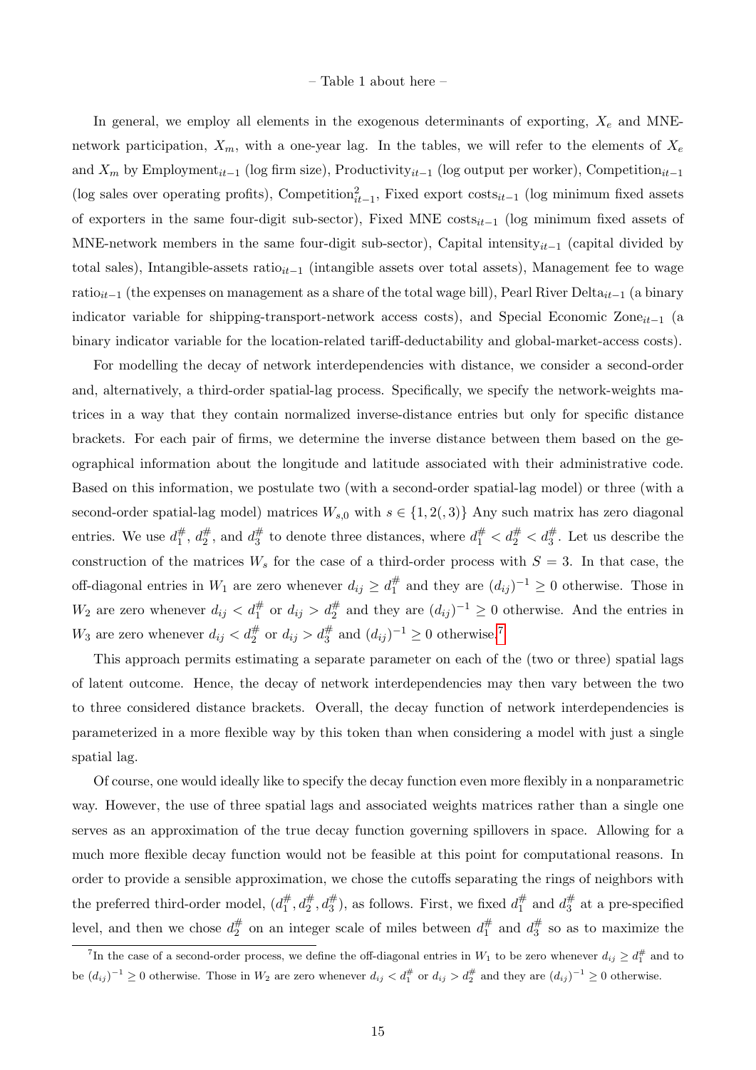– Table 1 about here –

In general, we employ all elements in the exogenous determinants of exporting, $X_e$ and MNE-network participation, $X_m$, with a one-year lag. In the tables, we will refer to the elements of $X_e$ and $X_m$ by Employment$_{it-1}$ (log firm size), Productivity$_{it-1}$ (log output per worker), Competition$_{it-1}$ (log sales over operating profits), Competition$^2_{it-1}$, Fixed export costs$_{it-1}$ (log minimum fixed assets of exporters in the same four-digit sub-sector), Fixed MNE costs$_{it-1}$ (log minimum fixed assets of MNE-network members in the same four-digit sub-sector), Capital intensity$_{it-1}$ (capital divided by total sales), Intangible-assets ratio$_{it-1}$ (intangible assets over total assets), Management fee to wage ratio$_{it-1}$ (the expenses on management as a share of the total wage bill), Pearl River Delta$_{it-1}$ (a binary indicator variable for shipping-transport-network access costs), and Special Economic Zone$_{it-1}$ (a binary indicator variable for the location-related tariff-deductability and global-market-access costs).

For modelling the decay of network interdependencies with distance, we consider a second-order and, alternatively, a third-order spatial-lag process. Specifically, we specify the network-weights matrices in a way that they contain normalized inverse-distance entries but only for specific distance brackets. For each pair of firms, we determine the inverse distance between them based on the geographical information about the longitude and latitude associated with their administrative code. Based on this information, we postulate two (with a second-order spatial-lag model) or three (with a second-order spatial-lag model) matrices $W_{s,0}$ with $s \in \{1, 2(, 3)\}$ Any such matrix has zero diagonal entries. We use $d_1^{\#}$, $d_2^{\#}$, and $d_3^{\#}$ to denote three distances, where $d_1^{\#} < d_2^{\#} < d_3^{\#}$. Let us describe the construction of the matrices $W_s$ for the case of a third-order process with $S = 3$. In that case, the off-diagonal entries in $W_1$ are zero whenever $d_{ij} \geq d_1^{\#}$ and they are $(d_{ij})^{-1} \geq 0$ otherwise. Those in $W_2$ are zero whenever $d_{ij} < d_1^{\#}$ or $d_{ij} > d_2^{\#}$ and they are $(d_{ij})^{-1} \geq 0$ otherwise. And the entries in $W_3$ are zero whenever $d_{ij} < d_2^{\#}$ or $d_{ij} > d_3^{\#}$ and $(d_{ij})^{-1} \geq 0$ otherwise.[7]

This approach permits estimating a separate parameter on each of the (two or three) spatial lags of latent outcome. Hence, the decay of network interdependencies may then vary between the two to three considered distance brackets. Overall, the decay function of network interdependencies is parameterized in a more flexible way by this token than when considering a model with just a single spatial lag.

Of course, one would ideally like to specify the decay function even more flexibly in a nonparametric way. However, the use of three spatial lags and associated weights matrices rather than a single one serves as an approximation of the true decay function governing spillovers in space. Allowing for a much more flexible decay function would not be feasible at this point for computational reasons. In order to provide a sensible approximation, we chose the cutoffs separating the rings of neighbors with the preferred third-order model, $(d_1^{\#}, d_2^{\#}, d_3^{\#})$, as follows. First, we fixed $d_1^{\#}$ and $d_3^{\#}$ at a pre-specified level, and then we chose $d_2^{\#}$ on an integer scale of miles between $d_1^{\#}$ and $d_3^{\#}$ so as to maximize the

[7] In the case of a second-order process, we define the off-diagonal entries in $W_1$ to be zero whenever $d_{ij} \geq d_1^{\#}$ and to be $(d_{ij})^{-1} \geq 0$ otherwise. Those in $W_2$ are zero whenever $d_{ij} < d_1^{\#}$ or $d_{ij} > d_2^{\#}$ and they are $(d_{ij})^{-1} \geq 0$ otherwise.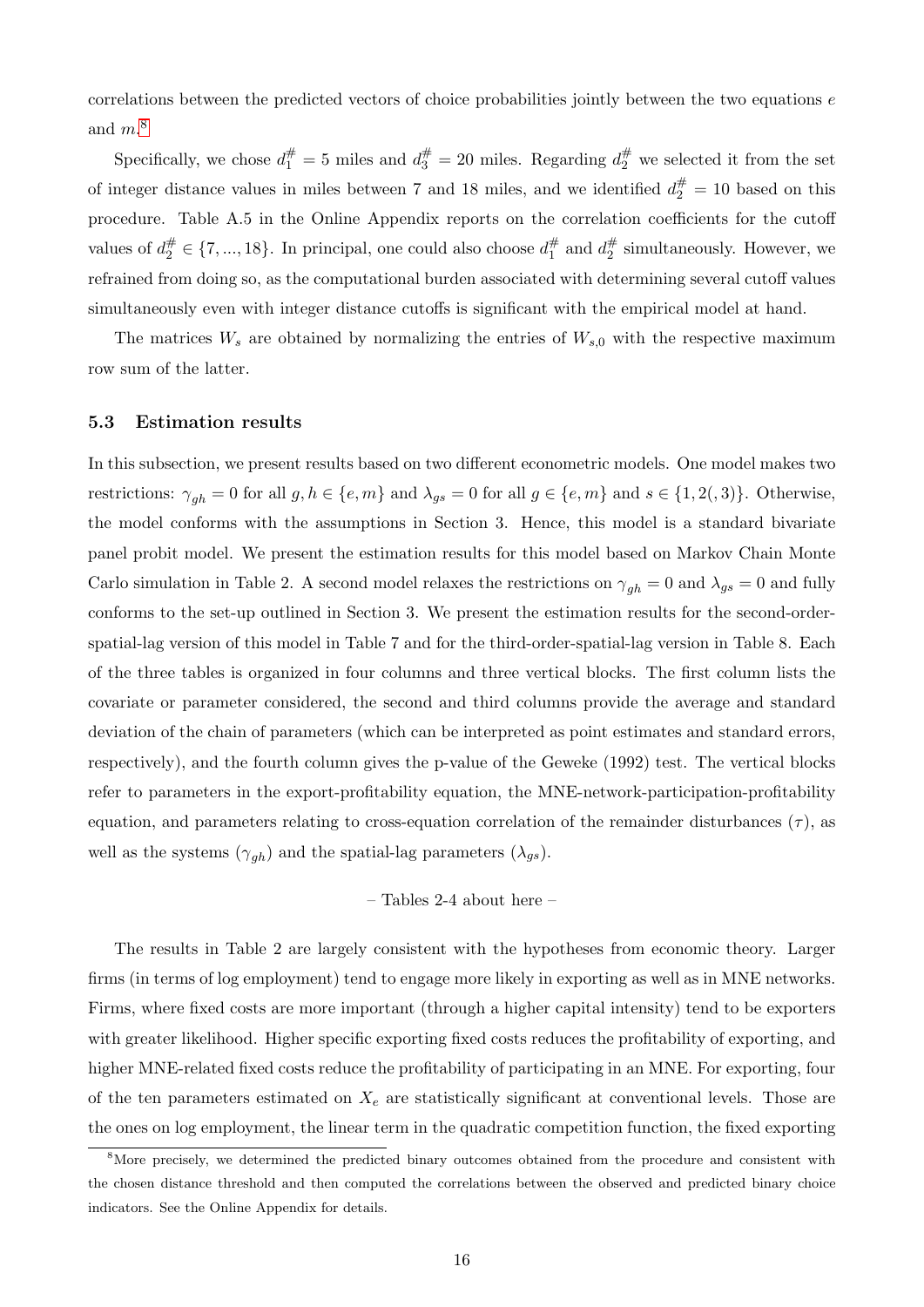correlations between the predicted vectors of choice probabilities jointly between the two equations $e$ and $m$.[8]

Specifically, we chose $d_1^\# = 5$ miles and $d_3^\# = 20$ miles. Regarding $d_2^\#$ we selected it from the set of integer distance values in miles between 7 and 18 miles, and we identified $d_2^\# = 10$ based on this procedure. Table A.5 in the Online Appendix reports on the correlation coefficients for the cutoff values of $d_2^\# \in \{7, ..., 18\}$. In principal, one could also choose $d_1^\#$ and $d_2^\#$ simultaneously. However, we refrained from doing so, as the computational burden associated with determining several cutoff values simultaneously even with integer distance cutoffs is significant with the empirical model at hand.

The matrices $W_s$ are obtained by normalizing the entries of $W_{s,0}$ with the respective maximum row sum of the latter.

### 5.3 Estimation results

In this subsection, we present results based on two different econometric models. One model makes two restrictions: $\gamma_{gh} = 0$ for all $g, h \in \{e, m\}$ and $\lambda_{gs} = 0$ for all $g \in \{e, m\}$ and $s \in \{1, 2(, 3)\}$. Otherwise, the model conforms with the assumptions in Section 3. Hence, this model is a standard bivariate panel probit model. We present the estimation results for this model based on Markov Chain Monte Carlo simulation in Table 2. A second model relaxes the restrictions on $\gamma_{gh} = 0$ and $\lambda_{gs} = 0$ and fully conforms to the set-up outlined in Section 3. We present the estimation results for the second-order-spatial-lag version of this model in Table 7 and for the third-order-spatial-lag version in Table 8. Each of the three tables is organized in four columns and three vertical blocks. The first column lists the covariate or parameter considered, the second and third columns provide the average and standard deviation of the chain of parameters (which can be interpreted as point estimates and standard errors, respectively), and the fourth column gives the p-value of the Geweke (1992) test. The vertical blocks refer to parameters in the export-profitability equation, the MNE-network-participation-profitability equation, and parameters relating to cross-equation correlation of the remainder disturbances ($\tau$), as well as the systems ($\gamma_{gh}$) and the spatial-lag parameters ($\lambda_{gs}$).

– Tables 2-4 about here –

The results in Table 2 are largely consistent with the hypotheses from economic theory. Larger firms (in terms of log employment) tend to engage more likely in exporting as well as in MNE networks. Firms, where fixed costs are more important (through a higher capital intensity) tend to be exporters with greater likelihood. Higher specific exporting fixed costs reduces the profitability of exporting, and higher MNE-related fixed costs reduce the profitability of participating in an MNE. For exporting, four of the ten parameters estimated on $X_e$ are statistically significant at conventional levels. Those are the ones on log employment, the linear term in the quadratic competition function, the fixed exporting

[8] More precisely, we determined the predicted binary outcomes obtained from the procedure and consistent with the chosen distance threshold and then computed the correlations between the observed and predicted binary choice indicators. See the Online Appendix for details.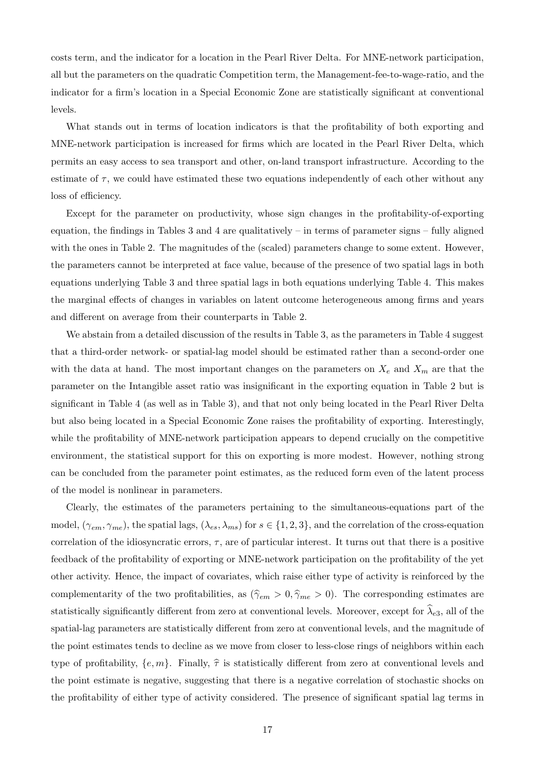costs term, and the indicator for a location in the Pearl River Delta. For MNE-network participation, all but the parameters on the quadratic Competition term, the Management-fee-to-wage-ratio, and the indicator for a firm's location in a Special Economic Zone are statistically significant at conventional levels.

What stands out in terms of location indicators is that the profitability of both exporting and MNE-network participation is increased for firms which are located in the Pearl River Delta, which permits an easy access to sea transport and other, on-land transport infrastructure. According to the estimate of $\tau$, we could have estimated these two equations independently of each other without any loss of efficiency.

Except for the parameter on productivity, whose sign changes in the profitability-of-exporting equation, the findings in Tables 3 and 4 are qualitatively – in terms of parameter signs – fully aligned with the ones in Table 2. The magnitudes of the (scaled) parameters change to some extent. However, the parameters cannot be interpreted at face value, because of the presence of two spatial lags in both equations underlying Table 3 and three spatial lags in both equations underlying Table 4. This makes the marginal effects of changes in variables on latent outcome heterogeneous among firms and years and different on average from their counterparts in Table 2.

We abstain from a detailed discussion of the results in Table 3, as the parameters in Table 4 suggest that a third-order network- or spatial-lag model should be estimated rather than a second-order one with the data at hand. The most important changes on the parameters on $X_e$ and $X_m$ are that the parameter on the Intangible asset ratio was insignificant in the exporting equation in Table 2 but is significant in Table 4 (as well as in Table 3), and that not only being located in the Pearl River Delta but also being located in a Special Economic Zone raises the profitability of exporting. Interestingly, while the profitability of MNE-network participation appears to depend crucially on the competitive environment, the statistical support for this on exporting is more modest. However, nothing strong can be concluded from the parameter point estimates, as the reduced form even of the latent process of the model is nonlinear in parameters.

Clearly, the estimates of the parameters pertaining to the simultaneous-equations part of the model, $(\gamma_{em}, \gamma_{me})$, the spatial lags, $(\lambda_{es}, \lambda_{ms})$ for $s \in \{1, 2, 3\}$, and the correlation of the cross-equation correlation of the idiosyncratic errors, $\tau$, are of particular interest. It turns out that there is a positive feedback of the profitability of exporting or MNE-network participation on the profitability of the yet other activity. Hence, the impact of covariates, which raise either type of activity is reinforced by the complementarity of the two profitabilities, as $(\widehat{\gamma}_{em} > 0, \widehat{\gamma}_{me} > 0)$. The corresponding estimates are statistically significantly different from zero at conventional levels. Moreover, except for $\widehat{\lambda}_{e3}$, all of the spatial-lag parameters are statistically different from zero at conventional levels, and the magnitude of the point estimates tends to decline as we move from closer to less-close rings of neighbors within each type of profitability, $\{e, m\}$. Finally, $\widehat{\tau}$ is statistically different from zero at conventional levels and the point estimate is negative, suggesting that there is a negative correlation of stochastic shocks on the profitability of either type of activity considered. The presence of significant spatial lag terms in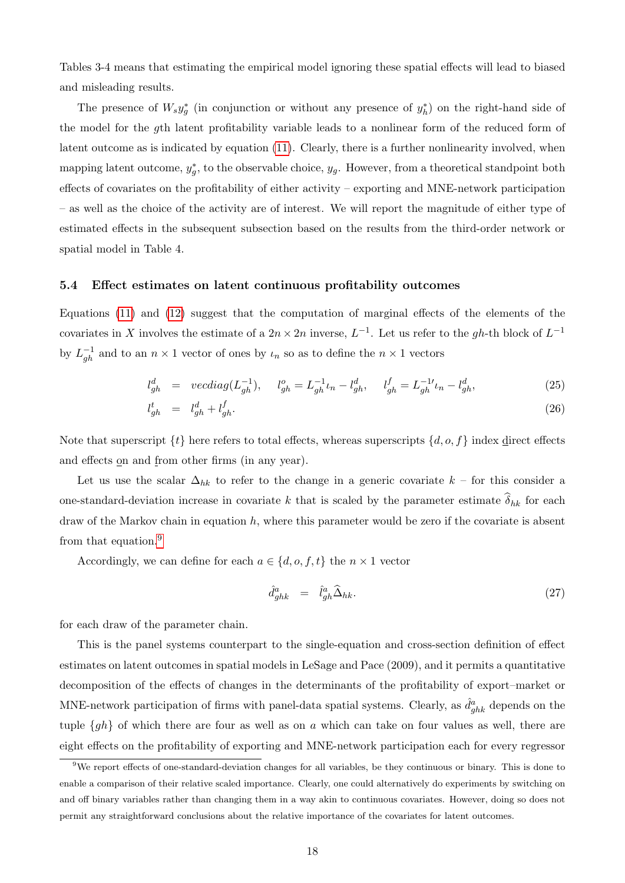Tables 3-4 means that estimating the empirical model ignoring these spatial effects will lead to biased and misleading results.

The presence of $W_s y_g^*$ (in conjunction or without any presence of $y_h^*$) on the right-hand side of the model for the $g$th latent profitability variable leads to a nonlinear form of the reduced form of latent outcome as is indicated by equation (11). Clearly, there is a further nonlinearity involved, when mapping latent outcome, $y_g^*$, to the observable choice, $y_g$. However, from a theoretical standpoint both effects of covariates on the profitability of either activity – exporting and MNE-network participation – as well as the choice of the activity are of interest. We will report the magnitude of either type of estimated effects in the subsequent subsection based on the results from the third-order network or spatial model in Table 4.

### 5.4 Effect estimates on latent continuous profitability outcomes

Equations (11) and (12) suggest that the computation of marginal effects of the elements of the covariates in $X$ involves the estimate of a $2n \times 2n$ inverse, $L^{-1}$. Let us refer to the $gh$-th block of $L^{-1}$ by $L_{gh}^{-1}$ and to an $n \times 1$ vector of ones by $\iota_n$ so as to define the $n \times 1$ vectors

$$l_{gh}^d = vecdiag(L_{gh}^{-1}), \quad l_{gh}^o = L_{gh}^{-1}\iota_n - l_{gh}^d, \quad l_{gh}^f = L_{gh}^{-1\prime}\iota_n - l_{gh}^d, \tag{25}$$

$$l_{gh}^t = l_{gh}^d + l_{gh}^f. \tag{26}$$

Note that superscript $\{t\}$ here refers to total effects, whereas superscripts $\{d, o, f\}$ index direct effects and effects on and from other firms (in any year).

Let us use the scalar $\Delta_{hk}$ to refer to the change in a generic covariate $k$ – for this consider a one-standard-deviation increase in covariate $k$ that is scaled by the parameter estimate $\widehat{\delta}_{hk}$ for each draw of the Markov chain in equation $h$, where this parameter would be zero if the covariate is absent from that equation.[9]

Accordingly, we can define for each $a \in \{d, o, f, t\}$ the $n \times 1$ vector

$$\hat{d}_{ghk}^a = \hat{l}_{gh}^a \widehat{\Delta}_{hk}. \tag{27}$$

for each draw of the parameter chain.

This is the panel systems counterpart to the single-equation and cross-section definition of effect estimates on latent outcomes in spatial models in LeSage and Pace (2009), and it permits a quantitative decomposition of the effects of changes in the determinants of the profitability of export–market or MNE-network participation of firms with panel-data spatial systems. Clearly, as $\hat{d}_{ghk}^a$ depends on the tuple $\{gh\}$ of which there are four as well as on $a$ which can take on four values as well, there are eight effects on the profitability of exporting and MNE-network participation each for every regressor

[9] We report effects of one-standard-deviation changes for all variables, be they continuous or binary. This is done to enable a comparison of their relative scaled importance. Clearly, one could alternatively do experiments by switching on and off binary variables rather than changing them in a way akin to continuous covariates. However, doing so does not permit any straightforward conclusions about the relative importance of the covariates for latent outcomes.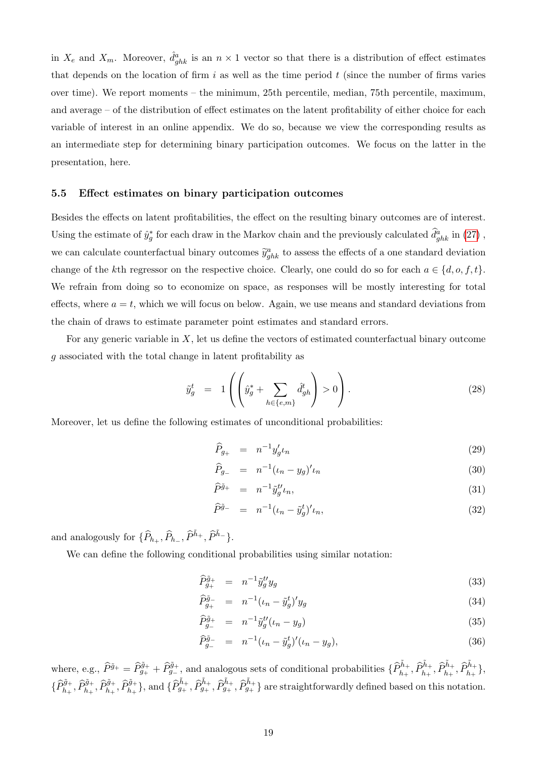in $X_e$ and $X_m$. Moreover, $\hat{d}^a_{ghk}$ is an $n \times 1$ vector so that there is a distribution of effect estimates that depends on the location of firm $i$ as well as the time period $t$ (since the number of firms varies over time). We report moments – the minimum, 25th percentile, median, 75th percentile, maximum, and average – of the distribution of effect estimates on the latent profitability of either choice for each variable of interest in an online appendix. We do so, because we view the corresponding results as an intermediate step for determining binary participation outcomes. We focus on the latter in the presentation, here.

### 5.5 Effect estimates on binary participation outcomes

Besides the effects on latent profitabilities, the effect on the resulting binary outcomes are of interest. Using the estimate of $\hat{y}^*_g$ for each draw in the Markov chain and the previously calculated $\widehat{d}^a_{ghk}$ in (27), we can calculate counterfactual binary outcomes $\widetilde{y}^a_{ghk}$ to assess the effects of a one standard deviation change of the $k$th regressor on the respective choice. Clearly, one could do so for each $a \in \{d, o, f, t\}$. We refrain from doing so to economize on space, as responses will be mostly interesting for total effects, where $a = t$, which we will focus on below. Again, we use means and standard deviations from the chain of draws to estimate parameter point estimates and standard errors.

For any generic variable in $X$, let us define the vectors of estimated counterfactual binary outcome $g$ associated with the total change in latent profitability as

$$\tilde{y}^t_g \;=\; 1\left(\left(\hat{y}^*_g + \sum_{h\in\{e,m\}} \hat{d}^t_{gh}\right) > 0\right). \tag{28}$$

Moreover, let us define the following estimates of unconditional probabilities:

$$\widehat{P}_{g_+} \;=\; n^{-1} y_g' \iota_n \tag{29}$$

$$\widehat{P}_{g_-} \;=\; n^{-1} (\iota_n - y_g)' \iota_n \tag{30}$$

$$\widehat{P}^{\tilde{g}_+} \;=\; n^{-1} \tilde{y}^{t\prime}_g \iota_n, \tag{31}$$

$$\widehat{P}^{\tilde{g}_-} \;=\; n^{-1} (\iota_n - \tilde{y}^t_g)' \iota_n, \tag{32}$$

and analogously for $\{\widehat{P}_{h_+}, \widehat{P}_{h_-}, \widehat{P}^{\tilde{h}_+}, \widehat{P}^{\tilde{h}_-}\}$.

We can define the following conditional probabilities using similar notation:

$$\widehat{P}^{\tilde{g}_+}_{g_+} \;=\; n^{-1} \tilde{y}^{t\prime}_g y_g \tag{33}$$

$$\widehat{P}^{\tilde{g}_-}_{g_+} \;=\; n^{-1} (\iota_n - \tilde{y}^t_g)' y_g \tag{34}$$

$$\widehat{P}^{\tilde{g}_+}_{g_-} \;=\; n^{-1} \tilde{y}^{t\prime}_g (\iota_n - y_g) \tag{35}$$

$$\widehat{P}^{\tilde{g}_-}_{g_-} \;=\; n^{-1} (\iota_n - \tilde{y}^t_g)' (\iota_n - y_g), \tag{36}$$

where, e.g., $\widehat{P}^{\tilde{g}_+} = \widehat{P}^{\tilde{g}_+}_{g_+} + \widehat{P}^{\tilde{g}_+}_{g_-}$, and analogous sets of conditional probabilities $\{\widehat{P}^{\tilde{h}_+}_{h_+}, \widehat{P}^{\tilde{h}_+}_{h_+}, \widehat{P}^{\tilde{h}_+}_{h_+}, \widehat{P}^{\tilde{h}_+}_{h_+}\}$, $\{\widehat{P}^{\tilde{g}_+}_{h_+}, \widehat{P}^{\tilde{g}_+}_{h_+}, \widehat{P}^{\tilde{g}_+}_{h_+}, \widehat{P}^{\tilde{g}_+}_{h_+}\}$, and $\{\widehat{P}^{\tilde{h}_+}_{g_+}, \widehat{P}^{\tilde{h}_+}_{g_+}, \widehat{P}^{\tilde{h}_+}_{g_+}, \widehat{P}^{\tilde{h}_+}_{g_+}\}$ are straightforwardly defined based on this notation.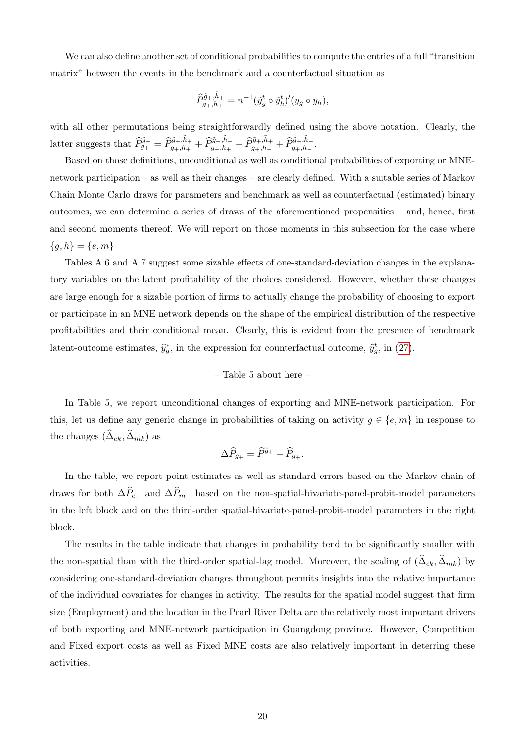We can also define another set of conditional probabilities to compute the entries of a full "transition matrix" between the events in the benchmark and a counterfactual situation as

$$\widehat{P}^{\tilde{g}_+,\tilde{h}_+}_{g_+,h_+} = n^{-1}(\tilde{y}^t_g \circ \tilde{y}^t_h)'(y_g \circ y_h),$$

with all other permutations being straightforwardly defined using the above notation. Clearly, the latter suggests that $\widehat{P}^{\tilde{g}_+}_{g_+} = \widehat{P}^{\tilde{g}_+,\tilde{h}_+}_{g_+,h_+} + \widehat{P}^{\tilde{g}_+,\tilde{h}_-}_{g_+,h_+} + \widehat{P}^{\tilde{g}_+,\tilde{h}_+}_{g_+,h_-} + \widehat{P}^{\tilde{g}_+,\tilde{h}_-}_{g_+,h_-}$.

Based on those definitions, unconditional as well as conditional probabilities of exporting or MNE-network participation – as well as their changes – are clearly defined. With a suitable series of Markov Chain Monte Carlo draws for parameters and benchmark as well as counterfactual (estimated) binary outcomes, we can determine a series of draws of the aforementioned propensities – and, hence, first and second moments thereof. We will report on those moments in this subsection for the case where $\{g, h\} = \{e, m\}$

Tables A.6 and A.7 suggest some sizable effects of one-standard-deviation changes in the explanatory variables on the latent profitability of the choices considered. However, whether these changes are large enough for a sizable portion of firms to actually change the probability of choosing to export or participate in an MNE network depends on the shape of the empirical distribution of the respective profitabilities and their conditional mean. Clearly, this is evident from the presence of benchmark latent-outcome estimates, $\widehat{y}^*_g$, in the expression for counterfactual outcome, $\tilde{y}^t_g$, in (27).

– Table 5 about here –

In Table 5, we report unconditional changes of exporting and MNE-network participation. For this, let us define any generic change in probabilities of taking on activity $g \in \{e, m\}$ in response to the changes $(\widehat{\Delta}_{ek}, \widehat{\Delta}_{mk})$ as

$$\Delta\widehat{P}_{g_+} = \widehat{P}^{\tilde{g}_+} - \widehat{P}_{g_+}.$$

In the table, we report point estimates as well as standard errors based on the Markov chain of draws for both $\Delta\widehat{P}_{e_+}$ and $\Delta\widehat{P}_{m_+}$ based on the non-spatial-bivariate-panel-probit-model parameters in the left block and on the third-order spatial-bivariate-panel-probit-model parameters in the right block.

The results in the table indicate that changes in probability tend to be significantly smaller with the non-spatial than with the third-order spatial-lag model. Moreover, the scaling of $(\widehat{\Delta}_{ek}, \widehat{\Delta}_{mk})$ by considering one-standard-deviation changes throughout permits insights into the relative importance of the individual covariates for changes in activity. The results for the spatial model suggest that firm size (Employment) and the location in the Pearl River Delta are the relatively most important drivers of both exporting and MNE-network participation in Guangdong province. However, Competition and Fixed export costs as well as Fixed MNE costs are also relatively important in deterring these activities.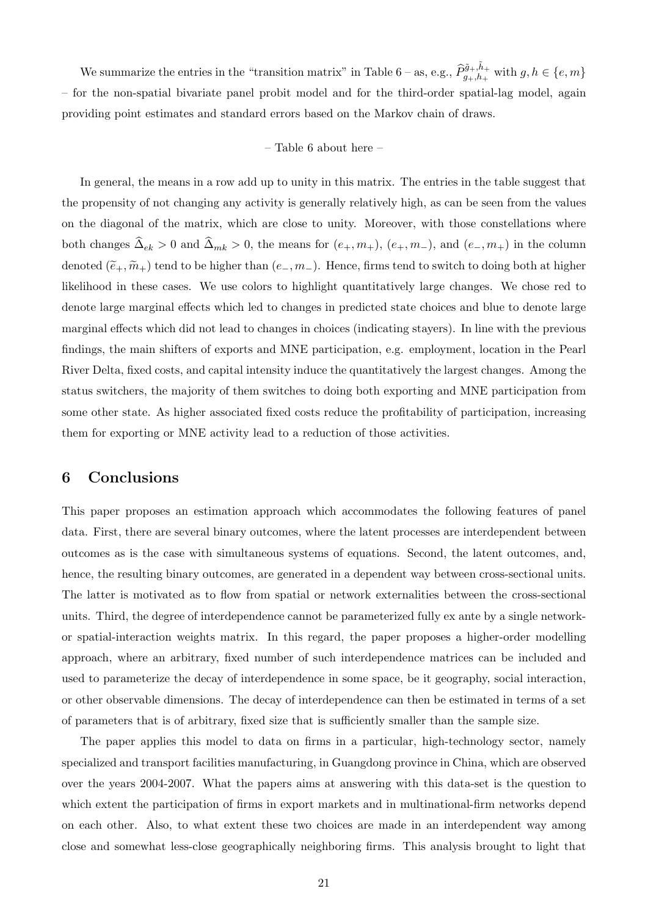We summarize the entries in the "transition matrix" in Table 6 – as, e.g., $\widehat{P}^{\tilde{g}_+,\tilde{h}_+}_{g_+,h_+}$ with $g, h \in \{e, m\}$ – for the non-spatial bivariate panel probit model and for the third-order spatial-lag model, again providing point estimates and standard errors based on the Markov chain of draws.

– Table 6 about here –

In general, the means in a row add up to unity in this matrix. The entries in the table suggest that the propensity of not changing any activity is generally relatively high, as can be seen from the values on the diagonal of the matrix, which are close to unity. Moreover, with those constellations where both changes $\widehat{\Delta}_{ek} > 0$ and $\widehat{\Delta}_{mk} > 0$, the means for $(e_+, m_+)$, $(e_+, m_-)$, and $(e_-, m_+)$ in the column denoted $(\widetilde{e}_+, \widetilde{m}_+)$ tend to be higher than $(e_-, m_-)$. Hence, firms tend to switch to doing both at higher likelihood in these cases. We use colors to highlight quantitatively large changes. We chose red to denote large marginal effects which led to changes in predicted state choices and blue to denote large marginal effects which did not lead to changes in choices (indicating stayers). In line with the previous findings, the main shifters of exports and MNE participation, e.g. employment, location in the Pearl River Delta, fixed costs, and capital intensity induce the quantitatively the largest changes. Among the status switchers, the majority of them switches to doing both exporting and MNE participation from some other state. As higher associated fixed costs reduce the profitability of participation, increasing them for exporting or MNE activity lead to a reduction of those activities.

## 6 Conclusions

This paper proposes an estimation approach which accommodates the following features of panel data. First, there are several binary outcomes, where the latent processes are interdependent between outcomes as is the case with simultaneous systems of equations. Second, the latent outcomes, and, hence, the resulting binary outcomes, are generated in a dependent way between cross-sectional units. The latter is motivated as to flow from spatial or network externalities between the cross-sectional units. Third, the degree of interdependence cannot be parameterized fully ex ante by a single network- or spatial-interaction weights matrix. In this regard, the paper proposes a higher-order modelling approach, where an arbitrary, fixed number of such interdependence matrices can be included and used to parameterize the decay of interdependence in some space, be it geography, social interaction, or other observable dimensions. The decay of interdependence can then be estimated in terms of a set of parameters that is of arbitrary, fixed size that is sufficiently smaller than the sample size.

The paper applies this model to data on firms in a particular, high-technology sector, namely specialized and transport facilities manufacturing, in Guangdong province in China, which are observed over the years 2004-2007. What the papers aims at answering with this data-set is the question to which extent the participation of firms in export markets and in multinational-firm networks depend on each other. Also, to what extent these two choices are made in an interdependent way among close and somewhat less-close geographically neighboring firms. This analysis brought to light that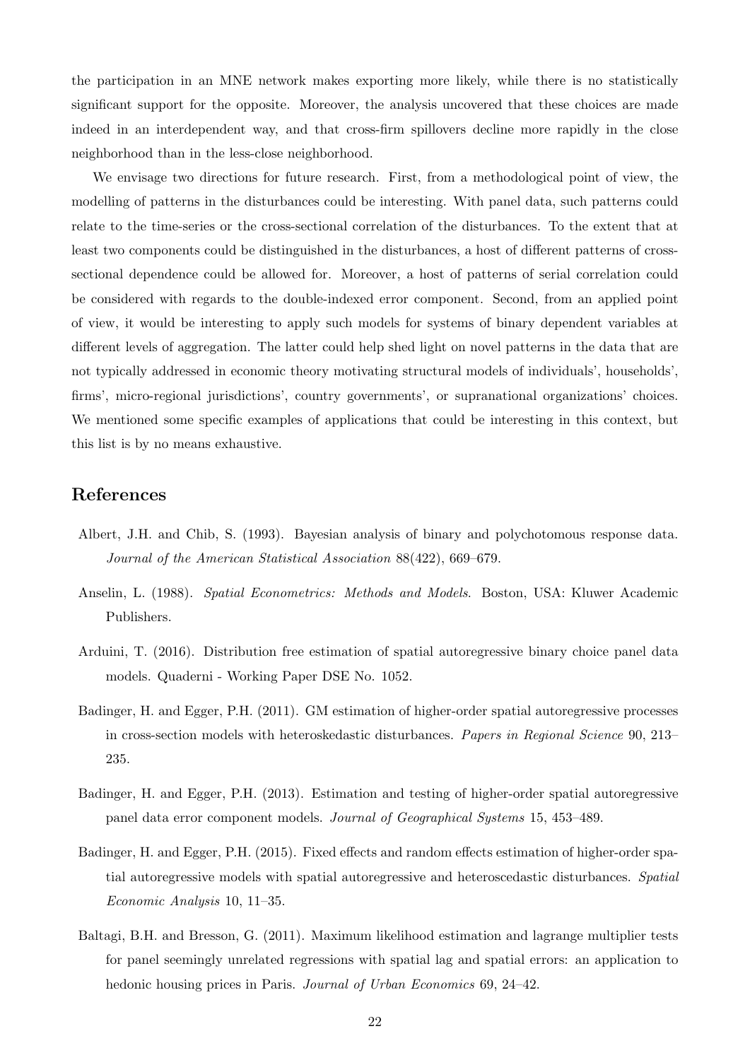the participation in an MNE network makes exporting more likely, while there is no statistically significant support for the opposite. Moreover, the analysis uncovered that these choices are made indeed in an interdependent way, and that cross-firm spillovers decline more rapidly in the close neighborhood than in the less-close neighborhood.

We envisage two directions for future research. First, from a methodological point of view, the modelling of patterns in the disturbances could be interesting. With panel data, such patterns could relate to the time-series or the cross-sectional correlation of the disturbances. To the extent that at least two components could be distinguished in the disturbances, a host of different patterns of cross-sectional dependence could be allowed for. Moreover, a host of patterns of serial correlation could be considered with regards to the double-indexed error component. Second, from an applied point of view, it would be interesting to apply such models for systems of binary dependent variables at different levels of aggregation. The latter could help shed light on novel patterns in the data that are not typically addressed in economic theory motivating structural models of individuals', households', firms', micro-regional jurisdictions', country governments', or supranational organizations' choices. We mentioned some specific examples of applications that could be interesting in this context, but this list is by no means exhaustive.

## References

Albert, J.H. and Chib, S. (1993). Bayesian analysis of binary and polychotomous response data. *Journal of the American Statistical Association* 88(422), 669–679.

Anselin, L. (1988). *Spatial Econometrics: Methods and Models*. Boston, USA: Kluwer Academic Publishers.

Arduini, T. (2016). Distribution free estimation of spatial autoregressive binary choice panel data models. Quaderni - Working Paper DSE No. 1052.

Badinger, H. and Egger, P.H. (2011). GM estimation of higher-order spatial autoregressive processes in cross-section models with heteroskedastic disturbances. *Papers in Regional Science* 90, 213–235.

Badinger, H. and Egger, P.H. (2013). Estimation and testing of higher-order spatial autoregressive panel data error component models. *Journal of Geographical Systems* 15, 453–489.

Badinger, H. and Egger, P.H. (2015). Fixed effects and random effects estimation of higher-order spatial autoregressive models with spatial autoregressive and heteroscedastic disturbances. *Spatial Economic Analysis* 10, 11–35.

Baltagi, B.H. and Bresson, G. (2011). Maximum likelihood estimation and lagrange multiplier tests for panel seemingly unrelated regressions with spatial lag and spatial errors: an application to hedonic housing prices in Paris. *Journal of Urban Economics* 69, 24–42.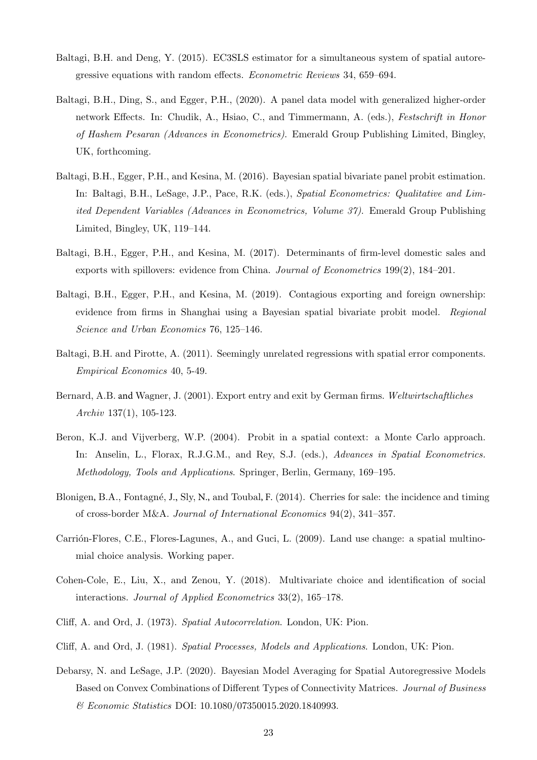Baltagi, B.H. and Deng, Y. (2015). EC3SLS estimator for a simultaneous system of spatial autoregressive equations with random effects. *Econometric Reviews* 34, 659–694.

Baltagi, B.H., Ding, S., and Egger, P.H., (2020). A panel data model with generalized higher-order network Effects. In: Chudik, A., Hsiao, C., and Timmermann, A. (eds.), *Festschrift in Honor of Hashem Pesaran (Advances in Econometrics)*. Emerald Group Publishing Limited, Bingley, UK, forthcoming.

Baltagi, B.H., Egger, P.H., and Kesina, M. (2016). Bayesian spatial bivariate panel probit estimation. In: Baltagi, B.H., LeSage, J.P., Pace, R.K. (eds.), *Spatial Econometrics: Qualitative and Limited Dependent Variables (Advances in Econometrics, Volume 37)*. Emerald Group Publishing Limited, Bingley, UK, 119–144.

Baltagi, B.H., Egger, P.H., and Kesina, M. (2017). Determinants of firm-level domestic sales and exports with spillovers: evidence from China. *Journal of Econometrics* 199(2), 184–201.

Baltagi, B.H., Egger, P.H., and Kesina, M. (2019). Contagious exporting and foreign ownership: evidence from firms in Shanghai using a Bayesian spatial bivariate probit model. *Regional Science and Urban Economics* 76, 125–146.

Baltagi, B.H. and Pirotte, A. (2011). Seemingly unrelated regressions with spatial error components. *Empirical Economics* 40, 5-49.

Bernard, A.B. and Wagner, J. (2001). Export entry and exit by German firms. *Weltwirtschaftliches Archiv* 137(1), 105-123.

Beron, K.J. and Vijverberg, W.P. (2004). Probit in a spatial context: a Monte Carlo approach. In: Anselin, L., Florax, R.J.G.M., and Rey, S.J. (eds.), *Advances in Spatial Econometrics. Methodology, Tools and Applications*. Springer, Berlin, Germany, 169–195.

Blonigen, B.A., Fontagné, J., Sly, N., and Toubal, F. (2014). Cherries for sale: the incidence and timing of cross-border M&A. *Journal of International Economics* 94(2), 341–357.

Carrión-Flores, C.E., Flores-Lagunes, A., and Guci, L. (2009). Land use change: a spatial multinomial choice analysis. Working paper.

Cohen-Cole, E., Liu, X., and Zenou, Y. (2018). Multivariate choice and identification of social interactions. *Journal of Applied Econometrics* 33(2), 165–178.

Cliff, A. and Ord, J. (1973). *Spatial Autocorrelation*. London, UK: Pion.

Cliff, A. and Ord, J. (1981). *Spatial Processes, Models and Applications*. London, UK: Pion.

Debarsy, N. and LeSage, J.P. (2020). Bayesian Model Averaging for Spatial Autoregressive Models Based on Convex Combinations of Different Types of Connectivity Matrices. *Journal of Business & Economic Statistics* DOI: 10.1080/07350015.2020.1840993.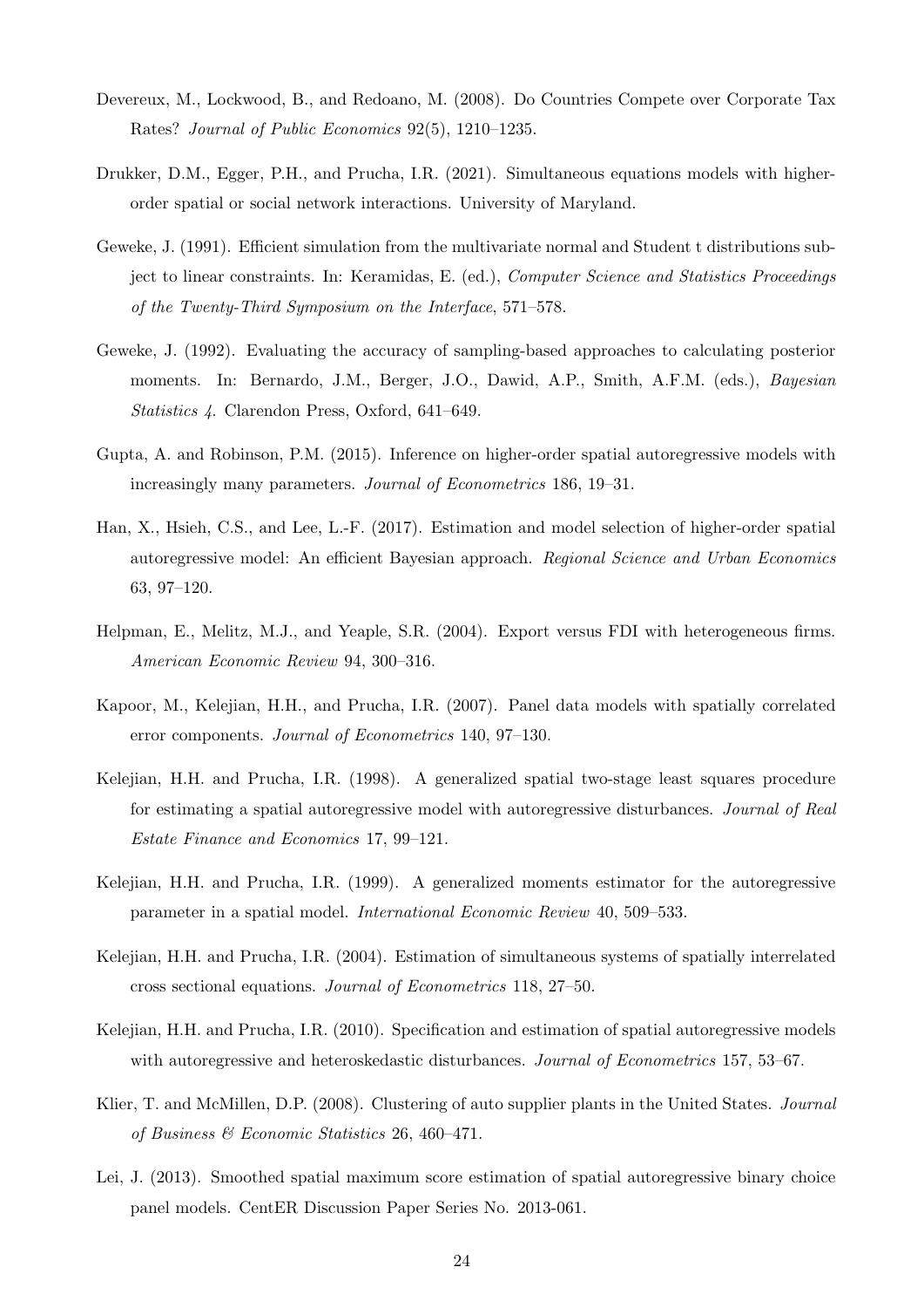Devereux, M., Lockwood, B., and Redoano, M. (2008). Do Countries Compete over Corporate Tax Rates? *Journal of Public Economics* 92(5), 1210–1235.

Drukker, D.M., Egger, P.H., and Prucha, I.R. (2021). Simultaneous equations models with higher-order spatial or social network interactions. University of Maryland.

Geweke, J. (1991). Efficient simulation from the multivariate normal and Student t distributions subject to linear constraints. In: Keramidas, E. (ed.), *Computer Science and Statistics Proceedings of the Twenty-Third Symposium on the Interface*, 571–578.

Geweke, J. (1992). Evaluating the accuracy of sampling-based approaches to calculating posterior moments. In: Bernardo, J.M., Berger, J.O., Dawid, A.P., Smith, A.F.M. (eds.), *Bayesian Statistics 4*. Clarendon Press, Oxford, 641–649.

Gupta, A. and Robinson, P.M. (2015). Inference on higher-order spatial autoregressive models with increasingly many parameters. *Journal of Econometrics* 186, 19–31.

Han, X., Hsieh, C.S., and Lee, L.-F. (2017). Estimation and model selection of higher-order spatial autoregressive model: An efficient Bayesian approach. *Regional Science and Urban Economics* 63, 97–120.

Helpman, E., Melitz, M.J., and Yeaple, S.R. (2004). Export versus FDI with heterogeneous firms. *American Economic Review* 94, 300–316.

Kapoor, M., Kelejian, H.H., and Prucha, I.R. (2007). Panel data models with spatially correlated error components. *Journal of Econometrics* 140, 97–130.

Kelejian, H.H. and Prucha, I.R. (1998). A generalized spatial two-stage least squares procedure for estimating a spatial autoregressive model with autoregressive disturbances. *Journal of Real Estate Finance and Economics* 17, 99–121.

Kelejian, H.H. and Prucha, I.R. (1999). A generalized moments estimator for the autoregressive parameter in a spatial model. *International Economic Review* 40, 509–533.

Kelejian, H.H. and Prucha, I.R. (2004). Estimation of simultaneous systems of spatially interrelated cross sectional equations. *Journal of Econometrics* 118, 27–50.

Kelejian, H.H. and Prucha, I.R. (2010). Specification and estimation of spatial autoregressive models with autoregressive and heteroskedastic disturbances. *Journal of Econometrics* 157, 53–67.

Klier, T. and McMillen, D.P. (2008). Clustering of auto supplier plants in the United States. *Journal of Business & Economic Statistics* 26, 460–471.

Lei, J. (2013). Smoothed spatial maximum score estimation of spatial autoregressive binary choice panel models. CentER Discussion Paper Series No. 2013-061.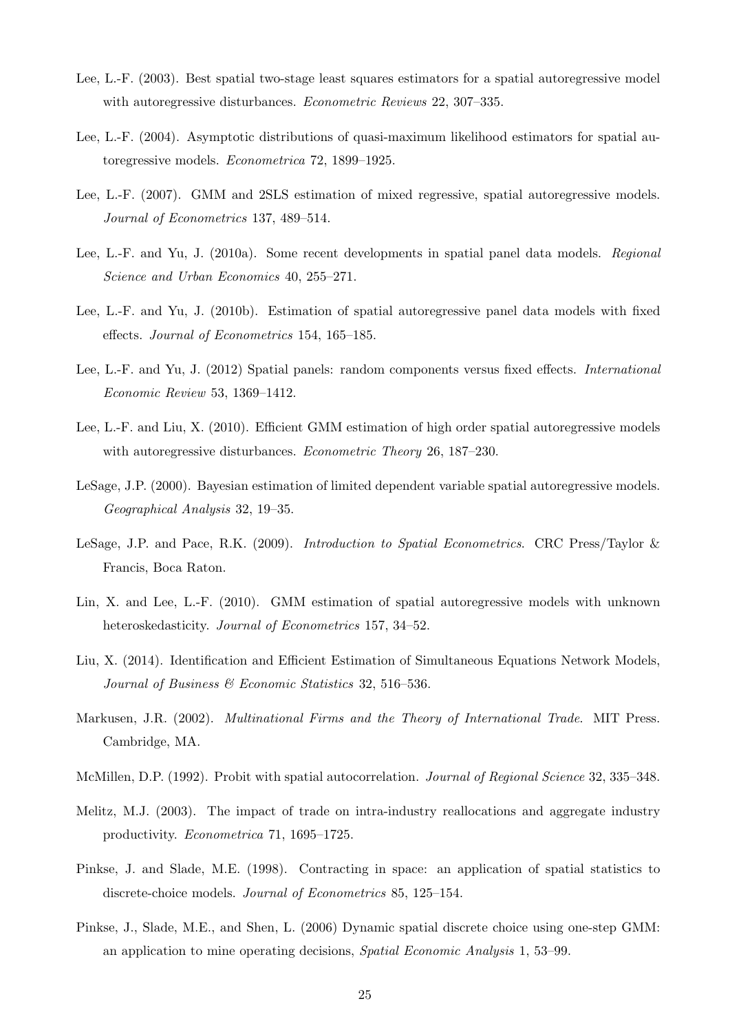Lee, L.-F. (2003). Best spatial two-stage least squares estimators for a spatial autoregressive model with autoregressive disturbances. *Econometric Reviews* 22, 307–335.

Lee, L.-F. (2004). Asymptotic distributions of quasi-maximum likelihood estimators for spatial autoregressive models. *Econometrica* 72, 1899–1925.

Lee, L.-F. (2007). GMM and 2SLS estimation of mixed regressive, spatial autoregressive models. *Journal of Econometrics* 137, 489–514.

Lee, L.-F. and Yu, J. (2010a). Some recent developments in spatial panel data models. *Regional Science and Urban Economics* 40, 255–271.

Lee, L.-F. and Yu, J. (2010b). Estimation of spatial autoregressive panel data models with fixed effects. *Journal of Econometrics* 154, 165–185.

Lee, L.-F. and Yu, J. (2012) Spatial panels: random components versus fixed effects. *International Economic Review* 53, 1369–1412.

Lee, L.-F. and Liu, X. (2010). Efficient GMM estimation of high order spatial autoregressive models with autoregressive disturbances. *Econometric Theory* 26, 187–230.

LeSage, J.P. (2000). Bayesian estimation of limited dependent variable spatial autoregressive models. *Geographical Analysis* 32, 19–35.

LeSage, J.P. and Pace, R.K. (2009). *Introduction to Spatial Econometrics*. CRC Press/Taylor & Francis, Boca Raton.

Lin, X. and Lee, L.-F. (2010). GMM estimation of spatial autoregressive models with unknown heteroskedasticity. *Journal of Econometrics* 157, 34–52.

Liu, X. (2014). Identification and Efficient Estimation of Simultaneous Equations Network Models, *Journal of Business & Economic Statistics* 32, 516–536.

Markusen, J.R. (2002). *Multinational Firms and the Theory of International Trade*. MIT Press. Cambridge, MA.

McMillen, D.P. (1992). Probit with spatial autocorrelation. *Journal of Regional Science* 32, 335–348.

Melitz, M.J. (2003). The impact of trade on intra-industry reallocations and aggregate industry productivity. *Econometrica* 71, 1695–1725.

Pinkse, J. and Slade, M.E. (1998). Contracting in space: an application of spatial statistics to discrete-choice models. *Journal of Econometrics* 85, 125–154.

Pinkse, J., Slade, M.E., and Shen, L. (2006) Dynamic spatial discrete choice using one-step GMM: an application to mine operating decisions, *Spatial Economic Analysis* 1, 53–99.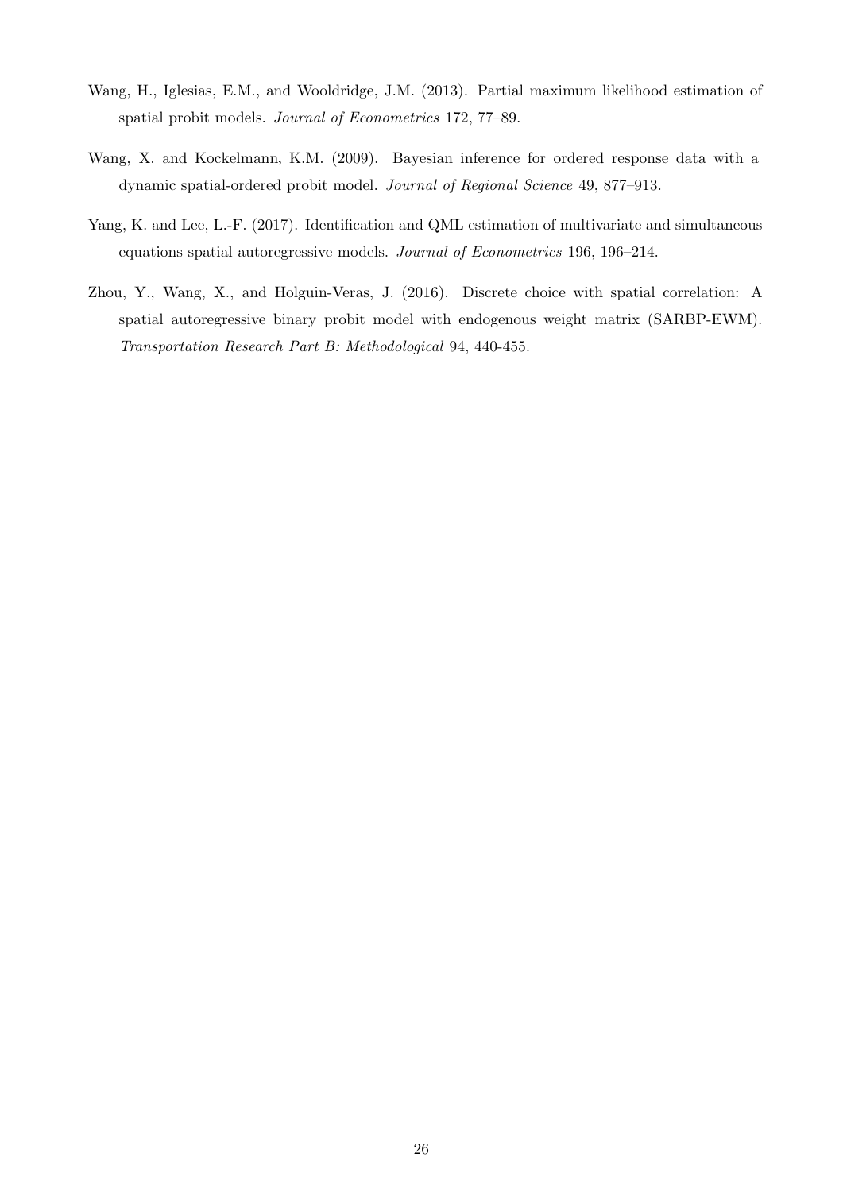Wang, H., Iglesias, E.M., and Wooldridge, J.M. (2013). Partial maximum likelihood estimation of spatial probit models. *Journal of Econometrics* 172, 77–89.

Wang, X. and Kockelmann, K.M. (2009). Bayesian inference for ordered response data with a dynamic spatial-ordered probit model. *Journal of Regional Science* 49, 877–913.

Yang, K. and Lee, L.-F. (2017). Identification and QML estimation of multivariate and simultaneous equations spatial autoregressive models. *Journal of Econometrics* 196, 196–214.

Zhou, Y., Wang, X., and Holguin-Veras, J. (2016). Discrete choice with spatial correlation: A spatial autoregressive binary probit model with endogenous weight matrix (SARBP-EWM). *Transportation Research Part B: Methodological* 94, 440-455.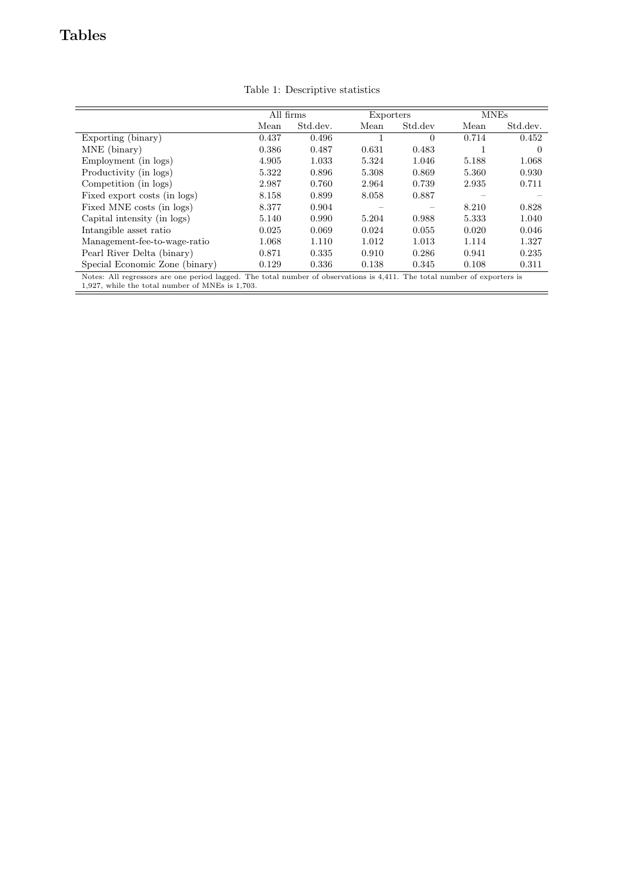# Tables

Table 1: Descriptive statistics

| | All firms | | Exporters | | MNEs | |
|---|---|---|---|---|---|---|
| | Mean | Std.dev. | Mean | Std.dev | Mean | Std.dev. |
| Exporting (binary) | 0.437 | 0.496 | 1 | 0 | 0.714 | 0.452 |
| MNE (binary) | 0.386 | 0.487 | 0.631 | 0.483 | 1 | 0 |
| Employment (in logs) | 4.905 | 1.033 | 5.324 | 1.046 | 5.188 | 1.068 |
| Productivity (in logs) | 5.322 | 0.896 | 5.308 | 0.869 | 5.360 | 0.930 |
| Competition (in logs) | 2.987 | 0.760 | 2.964 | 0.739 | 2.935 | 0.711 |
| Fixed export costs (in logs) | 8.158 | 0.899 | 8.058 | 0.887 | – | – |
| Fixed MNE costs (in logs) | 8.377 | 0.904 | – | – | 8.210 | 0.828 |
| Capital intensity (in logs) | 5.140 | 0.990 | 5.204 | 0.988 | 5.333 | 1.040 |
| Intangible asset ratio | 0.025 | 0.069 | 0.024 | 0.055 | 0.020 | 0.046 |
| Management-fee-to-wage-ratio | 1.068 | 1.110 | 1.012 | 1.013 | 1.114 | 1.327 |
| Pearl River Delta (binary) | 0.871 | 0.335 | 0.910 | 0.286 | 0.941 | 0.235 |
| Special Economic Zone (binary) | 0.129 | 0.336 | 0.138 | 0.345 | 0.108 | 0.311 |

Notes: All regressors are one period lagged. The total number of observations is 4,411. The total number of exporters is 1,927, while the total number of MNEs is 1,703.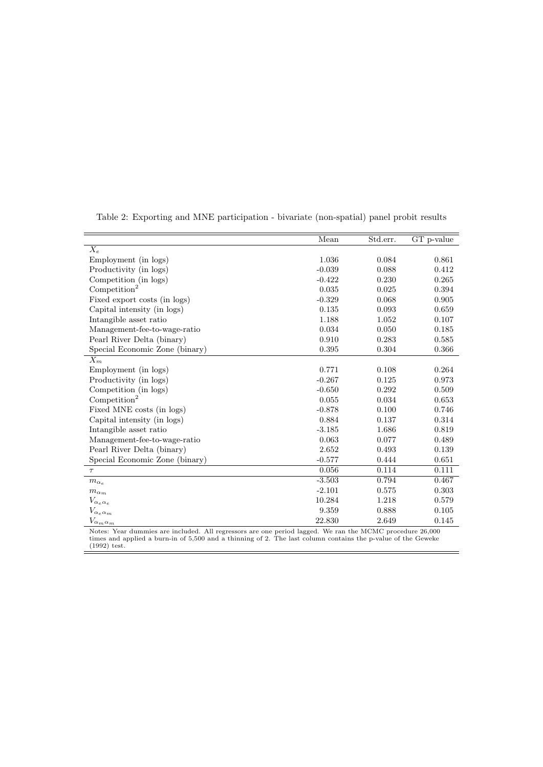Table 2: Exporting and MNE participation - bivariate (non-spatial) panel probit results

| | Mean | Std.err. | GT p-value |
|---|---|---|---|
| $X_e$ | | | |
| Employment (in logs) | 1.036 | 0.084 | 0.861 |
| Productivity (in logs) | -0.039 | 0.088 | 0.412 |
| Competition (in logs) | -0.422 | 0.230 | 0.265 |
| Competition$^2$ | 0.035 | 0.025 | 0.394 |
| Fixed export costs (in logs) | -0.329 | 0.068 | 0.905 |
| Capital intensity (in logs) | 0.135 | 0.093 | 0.659 |
| Intangible asset ratio | 1.188 | 1.052 | 0.107 |
| Management-fee-to-wage-ratio | 0.034 | 0.050 | 0.185 |
| Pearl River Delta (binary) | 0.910 | 0.283 | 0.585 |
| Special Economic Zone (binary) | 0.395 | 0.304 | 0.366 |
| $X_m$ | | | |
| Employment (in logs) | 0.771 | 0.108 | 0.264 |
| Productivity (in logs) | -0.267 | 0.125 | 0.973 |
| Competition (in logs) | -0.650 | 0.292 | 0.509 |
| Competition$^2$ | 0.055 | 0.034 | 0.653 |
| Fixed MNE costs (in logs) | -0.878 | 0.100 | 0.746 |
| Capital intensity (in logs) | 0.884 | 0.137 | 0.314 |
| Intangible asset ratio | -3.185 | 1.686 | 0.819 |
| Management-fee-to-wage-ratio | 0.063 | 0.077 | 0.489 |
| Pearl River Delta (binary) | 2.652 | 0.493 | 0.139 |
| Special Economic Zone (binary) | -0.577 | 0.444 | 0.651 |
| $\tau$ | 0.056 | 0.114 | 0.111 |
| $m_{\alpha_e}$ | -3.503 | 0.794 | 0.467 |
| $m_{\alpha_m}$ | -2.101 | 0.575 | 0.303 |
| $V_{\alpha_e\alpha_e}$ | 10.284 | 1.218 | 0.579 |
| $V_{\alpha_e\alpha_m}$ | 9.359 | 0.888 | 0.105 |
| $V_{\alpha_m\alpha_m}$ | 22.830 | 2.649 | 0.145 |

Notes: Year dummies are included. All regressors are one period lagged. We ran the MCMC procedure 26,000 times and applied a burn-in of 5,500 and a thinning of 2. The last column contains the p-value of the Geweke (1992) test.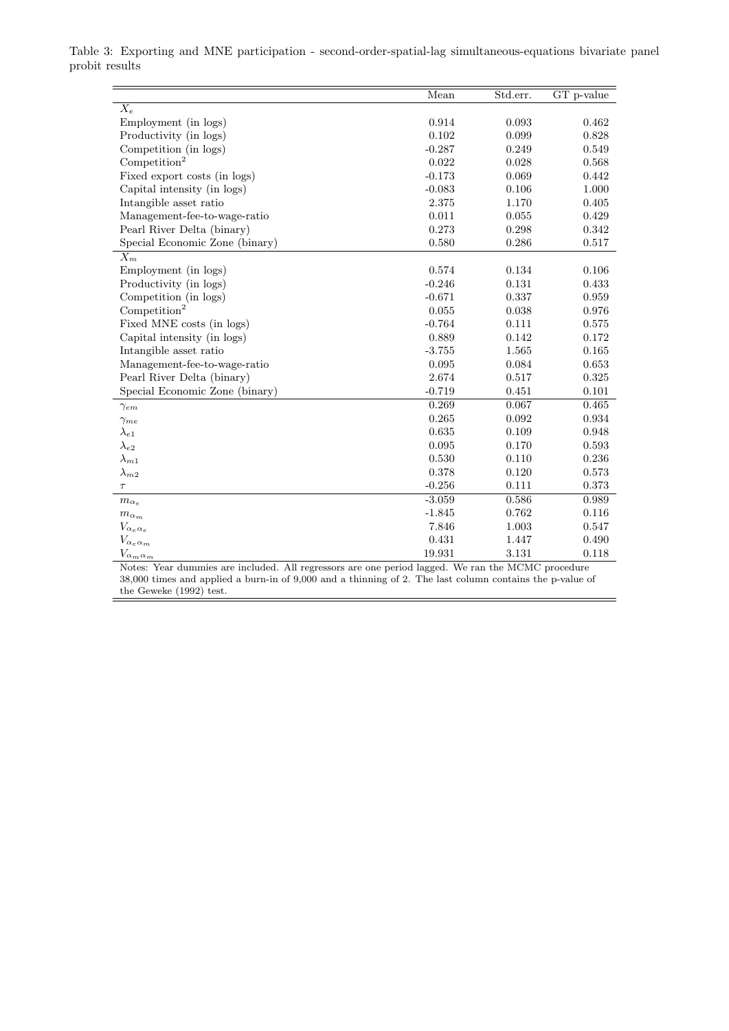Table 3: Exporting and MNE participation - second-order-spatial-lag simultaneous-equations bivariate panel probit results

| | Mean | Std.err. | GT p-value |
|---|---|---|---|
| $X_e$ | | | |
| Employment (in logs) | 0.914 | 0.093 | 0.462 |
| Productivity (in logs) | 0.102 | 0.099 | 0.828 |
| Competition (in logs) | -0.287 | 0.249 | 0.549 |
| Competition$^2$ | 0.022 | 0.028 | 0.568 |
| Fixed export costs (in logs) | -0.173 | 0.069 | 0.442 |
| Capital intensity (in logs) | -0.083 | 0.106 | 1.000 |
| Intangible asset ratio | 2.375 | 1.170 | 0.405 |
| Management-fee-to-wage-ratio | 0.011 | 0.055 | 0.429 |
| Pearl River Delta (binary) | 0.273 | 0.298 | 0.342 |
| Special Economic Zone (binary) | 0.580 | 0.286 | 0.517 |
| $X_m$ | | | |
| Employment (in logs) | 0.574 | 0.134 | 0.106 |
| Productivity (in logs) | -0.246 | 0.131 | 0.433 |
| Competition (in logs) | -0.671 | 0.337 | 0.959 |
| Competition$^2$ | 0.055 | 0.038 | 0.976 |
| Fixed MNE costs (in logs) | -0.764 | 0.111 | 0.575 |
| Capital intensity (in logs) | 0.889 | 0.142 | 0.172 |
| Intangible asset ratio | -3.755 | 1.565 | 0.165 |
| Management-fee-to-wage-ratio | 0.095 | 0.084 | 0.653 |
| Pearl River Delta (binary) | 2.674 | 0.517 | 0.325 |
| Special Economic Zone (binary) | -0.719 | 0.451 | 0.101 |
| $\gamma_{em}$ | 0.269 | 0.067 | 0.465 |
| $\gamma_{me}$ | 0.265 | 0.092 | 0.934 |
| $\lambda_{e1}$ | 0.635 | 0.109 | 0.948 |
| $\lambda_{e2}$ | 0.095 | 0.170 | 0.593 |
| $\lambda_{m1}$ | 0.530 | 0.110 | 0.236 |
| $\lambda_{m2}$ | 0.378 | 0.120 | 0.573 |
| $\tau$ | -0.256 | 0.111 | 0.373 |
| $m_{\alpha_e}$ | -3.059 | 0.586 | 0.989 |
| $m_{\alpha_m}$ | -1.845 | 0.762 | 0.116 |
| $V_{\alpha_e \alpha_e}$ | 7.846 | 1.003 | 0.547 |
| $V_{\alpha_e \alpha_m}$ | 0.431 | 1.447 | 0.490 |
| $V_{\alpha_m \alpha_m}$ | 19.931 | 3.131 | 0.118 |

Notes: Year dummies are included. All regressors are one period lagged. We ran the MCMC procedure 38,000 times and applied a burn-in of 9,000 and a thinning of 2. The last column contains the p-value of the Geweke (1992) test.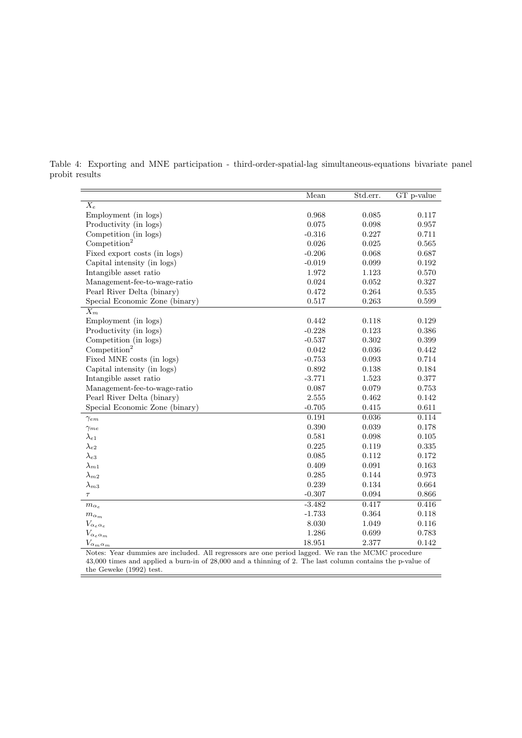Table 4: Exporting and MNE participation - third-order-spatial-lag simultaneous-equations bivariate panel probit results

| | Mean | Std.err. | GT p-value |
|---|---|---|---|
| $X_e$ | | | |
| Employment (in logs) | 0.968 | 0.085 | 0.117 |
| Productivity (in logs) | 0.075 | 0.098 | 0.957 |
| Competition (in logs) | -0.316 | 0.227 | 0.711 |
| Competition$^2$ | 0.026 | 0.025 | 0.565 |
| Fixed export costs (in logs) | -0.206 | 0.068 | 0.687 |
| Capital intensity (in logs) | -0.019 | 0.099 | 0.192 |
| Intangible asset ratio | 1.972 | 1.123 | 0.570 |
| Management-fee-to-wage-ratio | 0.024 | 0.052 | 0.327 |
| Pearl River Delta (binary) | 0.472 | 0.264 | 0.535 |
| Special Economic Zone (binary) | 0.517 | 0.263 | 0.599 |
| $X_m$ | | | |
| Employment (in logs) | 0.442 | 0.118 | 0.129 |
| Productivity (in logs) | -0.228 | 0.123 | 0.386 |
| Competition (in logs) | -0.537 | 0.302 | 0.399 |
| Competition$^2$ | 0.042 | 0.036 | 0.442 |
| Fixed MNE costs (in logs) | -0.753 | 0.093 | 0.714 |
| Capital intensity (in logs) | 0.892 | 0.138 | 0.184 |
| Intangible asset ratio | -3.771 | 1.523 | 0.377 |
| Management-fee-to-wage-ratio | 0.087 | 0.079 | 0.753 |
| Pearl River Delta (binary) | 2.555 | 0.462 | 0.142 |
| Special Economic Zone (binary) | -0.705 | 0.415 | 0.611 |
| $\gamma_{em}$ | 0.191 | 0.036 | 0.114 |
| $\gamma_{me}$ | 0.390 | 0.039 | 0.178 |
| $\lambda_{e1}$ | 0.581 | 0.098 | 0.105 |
| $\lambda_{e2}$ | 0.225 | 0.119 | 0.335 |
| $\lambda_{e3}$ | 0.085 | 0.112 | 0.172 |
| $\lambda_{m1}$ | 0.409 | 0.091 | 0.163 |
| $\lambda_{m2}$ | 0.285 | 0.144 | 0.973 |
| $\lambda_{m3}$ | 0.239 | 0.134 | 0.664 |
| $\tau$ | -0.307 | 0.094 | 0.866 |
| $m_{\alpha_e}$ | -3.482 | 0.417 | 0.416 |
| $m_{\alpha_m}$ | -1.733 | 0.364 | 0.118 |
| $V_{\alpha_e \alpha_e}$ | 8.030 | 1.049 | 0.116 |
| $V_{\alpha_e \alpha_m}$ | 1.286 | 0.699 | 0.783 |
| $V_{\alpha_m \alpha_m}$ | 18.951 | 2.377 | 0.142 |

Notes: Year dummies are included. All regressors are one period lagged. We ran the MCMC procedure 43,000 times and applied a burn-in of 28,000 and a thinning of 2. The last column contains the p-value of the Geweke (1992) test.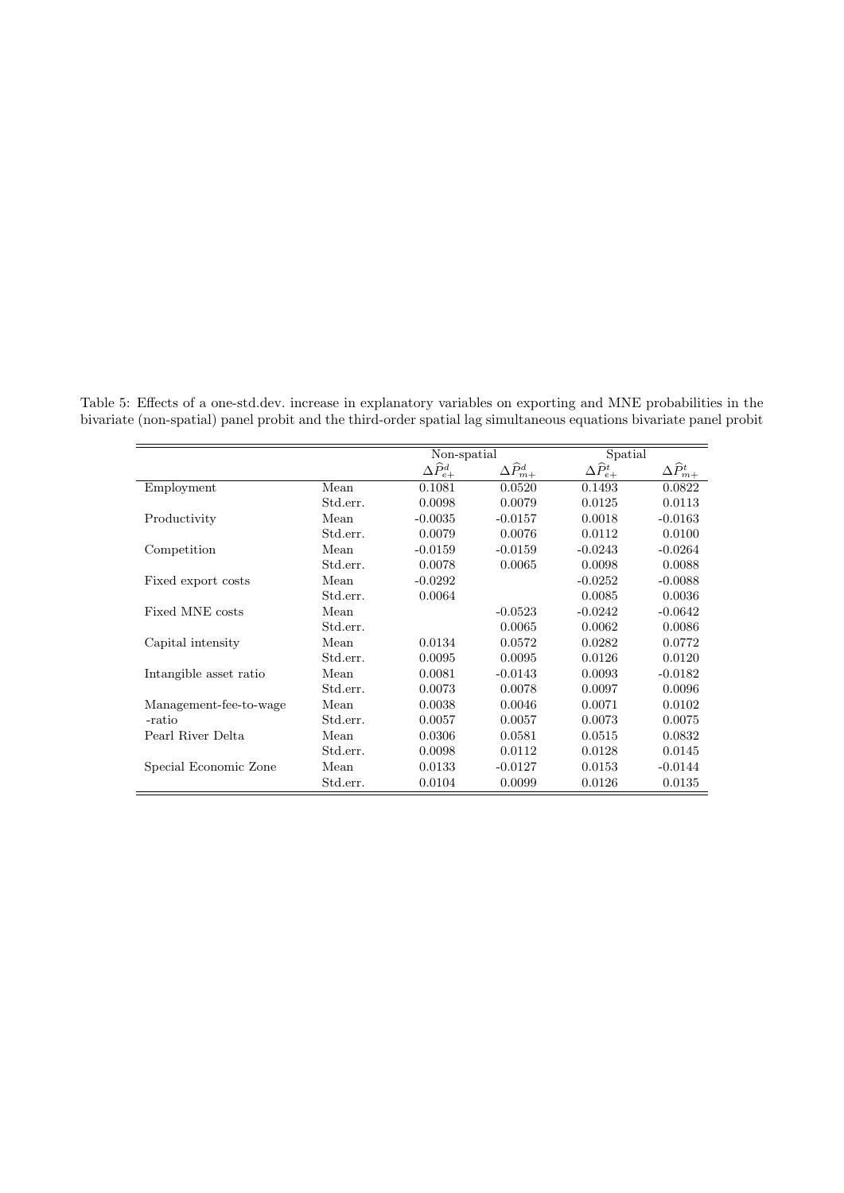Table 5: Effects of a one-std.dev. increase in explanatory variables on exporting and MNE probabilities in the bivariate (non-spatial) panel probit and the third-order spatial lag simultaneous equations bivariate panel probit

| | | Non-spatial | | Spatial | |
|---|---|---|---|---|---|
| | | $\Delta\widehat{P}^{d}_{e+}$ | $\Delta\widehat{P}^{d}_{m+}$ | $\Delta\widehat{P}^{t}_{e+}$ | $\Delta\widehat{P}^{t}_{m+}$ |
| Employment | Mean | 0.1081 | 0.0520 | 0.1493 | 0.0822 |
| | Std.err. | 0.0098 | 0.0079 | 0.0125 | 0.0113 |
| Productivity | Mean | -0.0035 | -0.0157 | 0.0018 | -0.0163 |
| | Std.err. | 0.0079 | 0.0076 | 0.0112 | 0.0100 |
| Competition | Mean | -0.0159 | -0.0159 | -0.0243 | -0.0264 |
| | Std.err. | 0.0078 | 0.0065 | 0.0098 | 0.0088 |
| Fixed export costs | Mean | -0.0292 | | -0.0252 | -0.0088 |
| | Std.err. | 0.0064 | | 0.0085 | 0.0036 |
| Fixed MNE costs | Mean | | -0.0523 | -0.0242 | -0.0642 |
| | Std.err. | | 0.0065 | 0.0062 | 0.0086 |
| Capital intensity | Mean | 0.0134 | 0.0572 | 0.0282 | 0.0772 |
| | Std.err. | 0.0095 | 0.0095 | 0.0126 | 0.0120 |
| Intangible asset ratio | Mean | 0.0081 | -0.0143 | 0.0093 | -0.0182 |
| | Std.err. | 0.0073 | 0.0078 | 0.0097 | 0.0096 |
| Management-fee-to-wage | Mean | 0.0038 | 0.0046 | 0.0071 | 0.0102 |
| -ratio | Std.err. | 0.0057 | 0.0057 | 0.0073 | 0.0075 |
| Pearl River Delta | Mean | 0.0306 | 0.0581 | 0.0515 | 0.0832 |
| | Std.err. | 0.0098 | 0.0112 | 0.0128 | 0.0145 |
| Special Economic Zone | Mean | 0.0133 | -0.0127 | 0.0153 | -0.0144 |
| | Std.err. | 0.0104 | 0.0099 | 0.0126 | 0.0135 |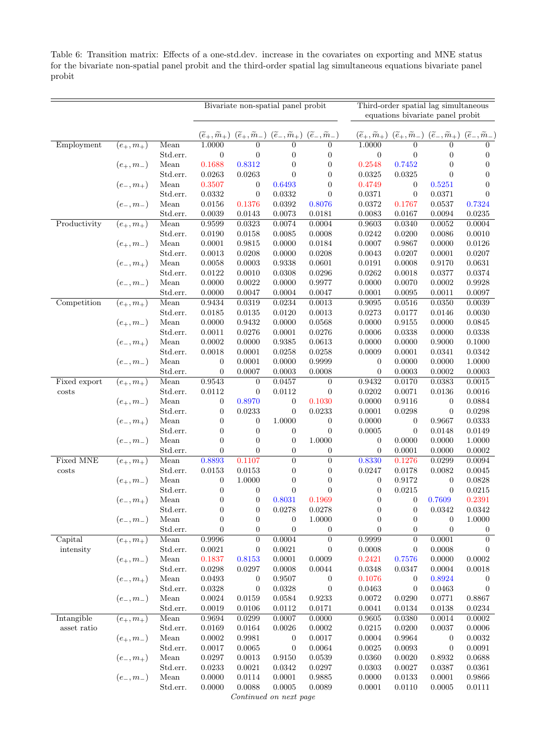Table 6: Transition matrix: Effects of a one-std.dev. increase in the covariates on exporting and MNE status for the bivariate non-spatial panel probit and the third-order spatial lag simultaneous equations bivariate panel probit

| | | | Bivariate non-spatial panel probit | | | | Third-order spatial lag simultaneous equations bivariate panel probit | | | |
|---|---|---|---|---|---|---|---|---|---|---|
| | | | $(\tilde{e}_+, \tilde{m}_+)$ | $(\tilde{e}_+, \tilde{m}_-)$ | $(\tilde{e}_-, \tilde{m}_+)$ | $(\tilde{e}_-, \tilde{m}_-)$ | $(\tilde{e}_+, \tilde{m}_+)$ | $(\tilde{e}_+, \tilde{m}_-)$ | $(\tilde{e}_-, \tilde{m}_+)$ | $(\tilde{e}_-, \tilde{m}_-)$ |
| Employment | $(e_+, m_+)$ | Mean | 1.0000 | 0 | 0 | 0 | 1.0000 | 0 | 0 | 0 |
| | | Std.err. | 0 | 0 | 0 | 0 | 0 | 0 | 0 | 0 |
| | $(e_+, m_-)$ | Mean | 0.1688 | 0.8312 | 0 | 0 | 0.2548 | 0.7452 | 0 | 0 |
| | | Std.err. | 0.0263 | 0.0263 | 0 | 0 | 0.0325 | 0.0325 | 0 | 0 |
| | $(e_-, m_+)$ | Mean | 0.3507 | 0 | 0.6493 | 0 | 0.4749 | 0 | 0.5251 | 0 |
| | | Std.err. | 0.0332 | 0 | 0.0332 | 0 | 0.0371 | 0 | 0.0371 | 0 |
| | $(e_-, m_-)$ | Mean | 0.0156 | 0.1376 | 0.0392 | 0.8076 | 0.0372 | 0.1767 | 0.0537 | 0.7324 |
| | | Std.err. | 0.0039 | 0.0143 | 0.0073 | 0.0181 | 0.0083 | 0.0167 | 0.0094 | 0.0235 |
| Productivity | $(e_+, m_+)$ | Mean | 0.9599 | 0.0323 | 0.0074 | 0.0004 | 0.9603 | 0.0340 | 0.0052 | 0.0004 |
| | | Std.err. | 0.0190 | 0.0158 | 0.0085 | 0.0008 | 0.0242 | 0.0200 | 0.0086 | 0.0010 |
| | $(e_+, m_-)$ | Mean | 0.0001 | 0.9815 | 0.0000 | 0.0184 | 0.0007 | 0.9867 | 0.0000 | 0.0126 |
| | | Std.err. | 0.0013 | 0.0208 | 0.0000 | 0.0208 | 0.0043 | 0.0207 | 0.0001 | 0.0207 |
| | $(e_-, m_+)$ | Mean | 0.0058 | 0.0003 | 0.9338 | 0.0601 | 0.0191 | 0.0008 | 0.9170 | 0.0631 |
| | | Std.err. | 0.0122 | 0.0010 | 0.0308 | 0.0296 | 0.0262 | 0.0018 | 0.0377 | 0.0374 |
| | $(e_-, m_-)$ | Mean | 0.0000 | 0.0022 | 0.0000 | 0.9977 | 0.0000 | 0.0070 | 0.0002 | 0.9928 |
| | | Std.err. | 0.0000 | 0.0047 | 0.0004 | 0.0047 | 0.0001 | 0.0095 | 0.0011 | 0.0097 |
| Competition | $(e_+, m_+)$ | Mean | 0.9434 | 0.0319 | 0.0234 | 0.0013 | 0.9095 | 0.0516 | 0.0350 | 0.0039 |
| | | Std.err. | 0.0185 | 0.0135 | 0.0120 | 0.0013 | 0.0273 | 0.0177 | 0.0146 | 0.0030 |
| | $(e_+, m_-)$ | Mean | 0.0000 | 0.9432 | 0.0000 | 0.0568 | 0.0000 | 0.9155 | 0.0000 | 0.0845 |
| | | Std.err. | 0.0011 | 0.0276 | 0.0001 | 0.0276 | 0.0006 | 0.0338 | 0.0000 | 0.0338 |
| | $(e_-, m_+)$ | Mean | 0.0002 | 0.0000 | 0.9385 | 0.0613 | 0.0000 | 0.0000 | 0.9000 | 0.1000 |
| | | Std.err. | 0.0018 | 0.0001 | 0.0258 | 0.0258 | 0.0009 | 0.0001 | 0.0341 | 0.0342 |
| | $(e_-, m_-)$ | Mean | 0 | 0.0001 | 0.0000 | 0.9999 | 0 | 0.0000 | 0.0000 | 1.0000 |
| | | Std.err. | 0 | 0.0007 | 0.0003 | 0.0008 | 0 | 0.0003 | 0.0002 | 0.0003 |
| Fixed export costs | $(e_+, m_+)$ | Mean | 0.9543 | 0 | 0.0457 | 0 | 0.9432 | 0.0170 | 0.0383 | 0.0015 |
| | | Std.err. | 0.0112 | 0 | 0.0112 | 0 | 0.0202 | 0.0071 | 0.0136 | 0.0016 |
| | $(e_+, m_-)$ | Mean | 0 | 0.8970 | 0 | 0.1030 | 0.0000 | 0.9116 | 0 | 0.0884 |
| | | Std.err. | 0 | 0.0233 | 0 | 0.0233 | 0.0001 | 0.0298 | 0 | 0.0298 |
| | $(e_-, m_+)$ | Mean | 0 | 0 | 1.0000 | 0 | 0.0000 | 0 | 0.9667 | 0.0333 |
| | | Std.err. | 0 | 0 | 0 | 0 | 0.0005 | 0 | 0.0148 | 0.0149 |
| | $(e_-, m_-)$ | Mean | 0 | 0 | 0 | 1.0000 | 0 | 0.0000 | 0.0000 | 1.0000 |
| | | Std.err. | 0 | 0 | 0 | 0 | 0 | 0.0001 | 0.0000 | 0.0002 |
| Fixed MNE costs | $(e_+, m_+)$ | Mean | 0.8893 | 0.1107 | 0 | 0 | 0.8330 | 0.1276 | 0.0299 | 0.0094 |
| | | Std.err. | 0.0153 | 0.0153 | 0 | 0 | 0.0247 | 0.0178 | 0.0082 | 0.0045 |
| | $(e_+, m_-)$ | Mean | 0 | 1.0000 | 0 | 0 | 0 | 0.9172 | 0 | 0.0828 |
| | | Std.err. | 0 | 0 | 0 | 0 | 0 | 0.0215 | 0 | 0.0215 |
| | $(e_-, m_+)$ | Mean | 0 | 0 | 0.8031 | 0.1969 | 0 | 0 | 0.7609 | 0.2391 |
| | | Std.err. | 0 | 0 | 0.0278 | 0.0278 | 0 | 0 | 0.0342 | 0.0342 |
| | $(e_-, m_-)$ | Mean | 0 | 0 | 0 | 1.0000 | 0 | 0 | 0 | 1.0000 |
| | | Std.err. | 0 | 0 | 0 | 0 | 0 | 0 | 0 | 0 |
| Capital intensity | $(e_+, m_+)$ | Mean | 0.9996 | 0 | 0.0004 | 0 | 0.9999 | 0 | 0.0001 | 0 |
| | | Std.err. | 0.0021 | 0 | 0.0021 | 0 | 0.0008 | 0 | 0.0008 | 0 |
| | $(e_+, m_-)$ | Mean | 0.1837 | 0.8153 | 0.0001 | 0.0009 | 0.2421 | 0.7576 | 0.0000 | 0.0002 |
| | | Std.err. | 0.0298 | 0.0297 | 0.0008 | 0.0044 | 0.0348 | 0.0347 | 0.0004 | 0.0018 |
| | $(e_-, m_+)$ | Mean | 0.0493 | 0 | 0.9507 | 0 | 0.1076 | 0 | 0.8924 | 0 |
| | | Std.err. | 0.0328 | 0 | 0.0328 | 0 | 0.0463 | 0 | 0.0463 | 0 |
| | $(e_-, m_-)$ | Mean | 0.0024 | 0.0159 | 0.0584 | 0.9233 | 0.0072 | 0.0290 | 0.0771 | 0.8867 |
| | | Std.err. | 0.0019 | 0.0106 | 0.0112 | 0.0171 | 0.0041 | 0.0134 | 0.0138 | 0.0234 |
| Intangible asset ratio | $(e_+, m_+)$ | Mean | 0.9694 | 0.0299 | 0.0007 | 0.0000 | 0.9605 | 0.0380 | 0.0014 | 0.0002 |
| | | Std.err. | 0.0169 | 0.0164 | 0.0026 | 0.0002 | 0.0215 | 0.0200 | 0.0037 | 0.0006 |
| | $(e_+, m_-)$ | Mean | 0.0002 | 0.9981 | 0 | 0.0017 | 0.0004 | 0.9964 | 0 | 0.0032 |
| | | Std.err. | 0.0017 | 0.0065 | 0 | 0.0064 | 0.0025 | 0.0093 | 0 | 0.0091 |
| | $(e_-, m_+)$ | Mean | 0.0297 | 0.0013 | 0.9150 | 0.0539 | 0.0360 | 0.0020 | 0.8932 | 0.0688 |
| | | Std.err. | 0.0233 | 0.0021 | 0.0342 | 0.0297 | 0.0303 | 0.0027 | 0.0387 | 0.0361 |
| | $(e_-, m_-)$ | Mean | 0.0000 | 0.0114 | 0.0001 | 0.9885 | 0.0000 | 0.0133 | 0.0001 | 0.9866 |
| | | Std.err. | 0.0000 | 0.0088 | 0.0005 | 0.0089 | 0.0001 | 0.0110 | 0.0005 | 0.0111 |

*Continued on next page*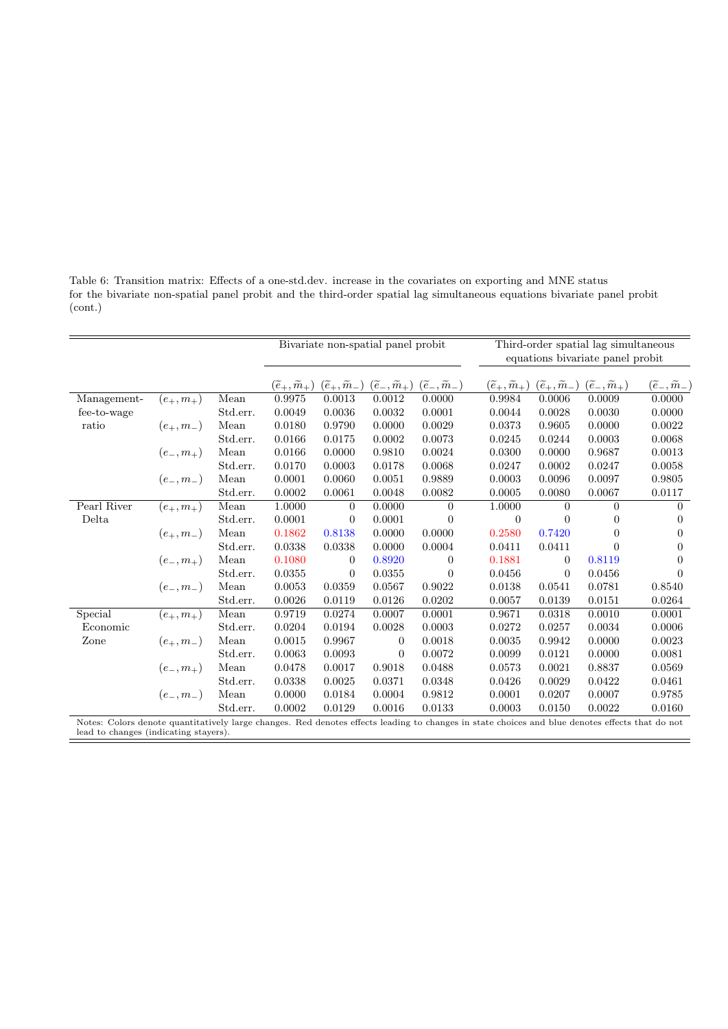Table 6: Transition matrix: Effects of a one-std.dev. increase in the covariates on exporting and MNE status for the bivariate non-spatial panel probit and the third-order spatial lag simultaneous equations bivariate panel probit (cont.)

| | | | Bivariate non-spatial panel probit | | | | Third-order spatial lag simultaneous equations bivariate panel probit | | | |
|---|---|---|---|---|---|---|---|---|---|---|
| | | | $(\widetilde{e}_+, \widetilde{m}_+)$ | $(\widetilde{e}_+, \widetilde{m}_-)$ | $(\widetilde{e}_-, \widetilde{m}_+)$ | $(\widetilde{e}_-, \widetilde{m}_-)$ | $(\widetilde{e}_+, \widetilde{m}_+)$ | $(\widetilde{e}_+, \widetilde{m}_-)$ | $(\widetilde{e}_-, \widetilde{m}_+)$ | $(\widetilde{e}_-, \widetilde{m}_-)$ |
| Management-fee-to-wage ratio | $(e_+, m_+)$ | Mean | 0.9975 | 0.0013 | 0.0012 | 0.0000 | 0.9984 | 0.0006 | 0.0009 | 0.0000 |
| | | Std.err. | 0.0049 | 0.0036 | 0.0032 | 0.0001 | 0.0044 | 0.0028 | 0.0030 | 0.0000 |
| | $(e_+, m_-)$ | Mean | 0.0180 | 0.9790 | 0.0000 | 0.0029 | 0.0373 | 0.9605 | 0.0000 | 0.0022 |
| | | Std.err. | 0.0166 | 0.0175 | 0.0002 | 0.0073 | 0.0245 | 0.0244 | 0.0003 | 0.0068 |
| | $(e_-, m_+)$ | Mean | 0.0166 | 0.0000 | 0.9810 | 0.0024 | 0.0300 | 0.0000 | 0.9687 | 0.0013 |
| | | Std.err. | 0.0170 | 0.0003 | 0.0178 | 0.0068 | 0.0247 | 0.0002 | 0.0247 | 0.0058 |
| | $(e_-, m_-)$ | Mean | 0.0001 | 0.0060 | 0.0051 | 0.9889 | 0.0003 | 0.0096 | 0.0097 | 0.9805 |
| | | Std.err. | 0.0002 | 0.0061 | 0.0048 | 0.0082 | 0.0005 | 0.0080 | 0.0067 | 0.0117 |
| Pearl River Delta | $(e_+, m_+)$ | Mean | 1.0000 | 0 | 0.0000 | 0 | 1.0000 | 0 | 0 | 0 |
| | | Std.err. | 0.0001 | 0 | 0.0001 | 0 | 0 | 0 | 0 | 0 |
| | $(e_+, m_-)$ | Mean | 0.1862 | 0.8138 | 0.0000 | 0.0000 | 0.2580 | 0.7420 | 0 | 0 |
| | | Std.err. | 0.0338 | 0.0338 | 0.0000 | 0.0004 | 0.0411 | 0.0411 | 0 | 0 |
| | $(e_-, m_+)$ | Mean | 0.1080 | 0 | 0.8920 | 0 | 0.1881 | 0 | 0.8119 | 0 |
| | | Std.err. | 0.0355 | 0 | 0.0355 | 0 | 0.0456 | 0 | 0.0456 | 0 |
| | $(e_-, m_-)$ | Mean | 0.0053 | 0.0359 | 0.0567 | 0.9022 | 0.0138 | 0.0541 | 0.0781 | 0.8540 |
| | | Std.err. | 0.0026 | 0.0119 | 0.0126 | 0.0202 | 0.0057 | 0.0139 | 0.0151 | 0.0264 |
| Special Economic Zone | $(e_+, m_+)$ | Mean | 0.9719 | 0.0274 | 0.0007 | 0.0001 | 0.9671 | 0.0318 | 0.0010 | 0.0001 |
| | | Std.err. | 0.0204 | 0.0194 | 0.0028 | 0.0003 | 0.0272 | 0.0257 | 0.0034 | 0.0006 |
| | $(e_+, m_-)$ | Mean | 0.0015 | 0.9967 | 0 | 0.0018 | 0.0035 | 0.9942 | 0.0000 | 0.0023 |
| | | Std.err. | 0.0063 | 0.0093 | 0 | 0.0072 | 0.0099 | 0.0121 | 0.0000 | 0.0081 |
| | $(e_-, m_+)$ | Mean | 0.0478 | 0.0017 | 0.9018 | 0.0488 | 0.0573 | 0.0021 | 0.8837 | 0.0569 |
| | | Std.err. | 0.0338 | 0.0025 | 0.0371 | 0.0348 | 0.0426 | 0.0029 | 0.0422 | 0.0461 |
| | $(e_-, m_-)$ | Mean | 0.0000 | 0.0184 | 0.0004 | 0.9812 | 0.0001 | 0.0207 | 0.0007 | 0.9785 |
| | | Std.err. | 0.0002 | 0.0129 | 0.0016 | 0.0133 | 0.0003 | 0.0150 | 0.0022 | 0.0160 |

Notes: Colors denote quantitatively large changes. Red denotes effects leading to changes in state choices and blue denotes effects that do not lead to changes (indicating stayers).